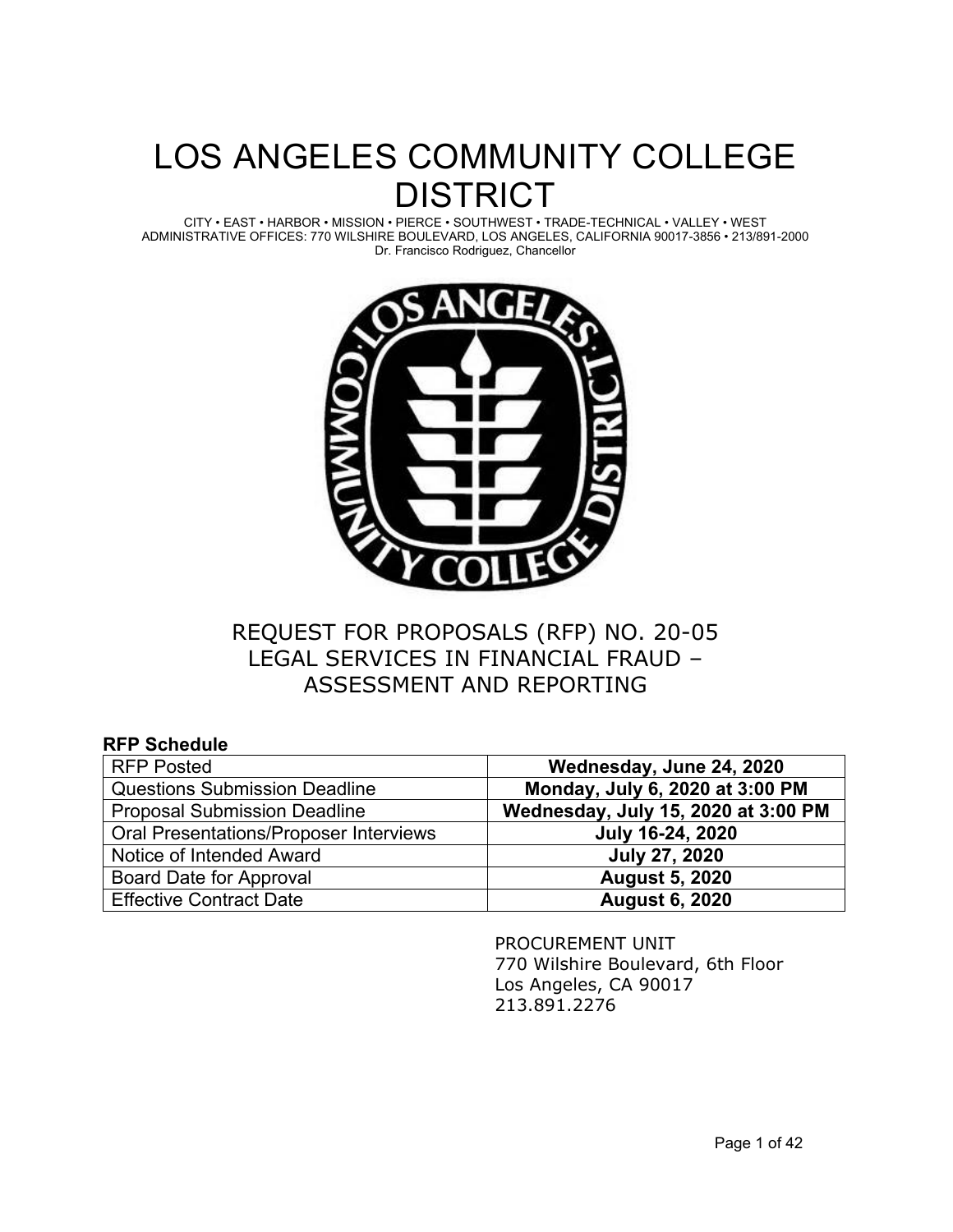# LOS ANGELES COMMUNITY COLLEGE DISTRICT

CITY • EAST • HARBOR • MISSION • PIERCE • SOUTHWEST • TRADE-TECHNICAL • VALLEY • WEST
ADMINISTRATIVE OFFICES: 770 WILSHIRE BOULEVARD, LOS ANGELES, CALIFORNIA 90017-3856 • 213/891-2000
Dr. Francisco Rodriguez, Chancellor

## REQUEST FOR PROPOSALS (RFP) NO. 20-05
## LEGAL SERVICES IN FINANCIAL FRAUD – ASSESSMENT AND REPORTING

**RFP Schedule**

| | |
|---|---|
| RFP Posted | **Wednesday, June 24, 2020** |
| Questions Submission Deadline | **Monday, July 6, 2020 at 3:00 PM** |
| Proposal Submission Deadline | **Wednesday, July 15, 2020 at 3:00 PM** |
| Oral Presentations/Proposer Interviews | **July 16-24, 2020** |
| Notice of Intended Award | **July 27, 2020** |
| Board Date for Approval | **August 5, 2020** |
| Effective Contract Date | **August 6, 2020** |

PROCUREMENT UNIT
770 Wilshire Boulevard, 6th Floor
Los Angeles, CA 90017
213.891.2276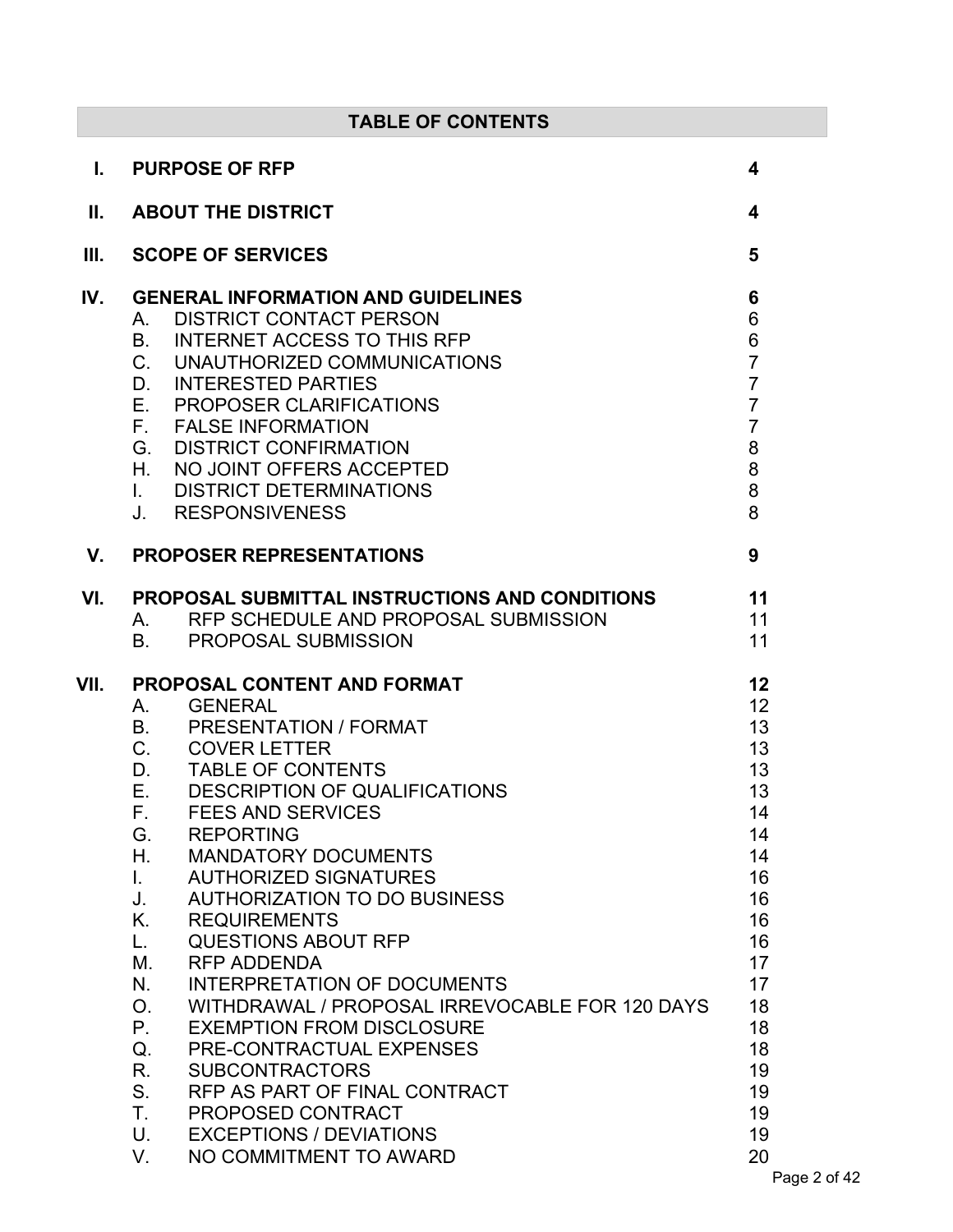# TABLE OF CONTENTS

| | | |
|---|---|---|
| **I.** | **PURPOSE OF RFP** | **4** |
| **II.** | **ABOUT THE DISTRICT** | **4** |
| **III.** | **SCOPE OF SERVICES** | **5** |
| **IV.** | **GENERAL INFORMATION AND GUIDELINES** | **6** |
| | A. DISTRICT CONTACT PERSON | 6 |
| | B. INTERNET ACCESS TO THIS RFP | 6 |
| | C. UNAUTHORIZED COMMUNICATIONS | 7 |
| | D. INTERESTED PARTIES | 7 |
| | E. PROPOSER CLARIFICATIONS | 7 |
| | F. FALSE INFORMATION | 7 |
| | G. DISTRICT CONFIRMATION | 8 |
| | H. NO JOINT OFFERS ACCEPTED | 8 |
| | I. DISTRICT DETERMINATIONS | 8 |
| | J. RESPONSIVENESS | 8 |
| **V.** | **PROPOSER REPRESENTATIONS** | **9** |
| **VI.** | **PROPOSAL SUBMITTAL INSTRUCTIONS AND CONDITIONS** | **11** |
| | A. RFP SCHEDULE AND PROPOSAL SUBMISSION | 11 |
| | B. PROPOSAL SUBMISSION | 11 |
| **VII.** | **PROPOSAL CONTENT AND FORMAT** | **12** |
| | A. GENERAL | 12 |
| | B. PRESENTATION / FORMAT | 13 |
| | C. COVER LETTER | 13 |
| | D. TABLE OF CONTENTS | 13 |
| | E. DESCRIPTION OF QUALIFICATIONS | 13 |
| | F. FEES AND SERVICES | 14 |
| | G. REPORTING | 14 |
| | H. MANDATORY DOCUMENTS | 14 |
| | I. AUTHORIZED SIGNATURES | 16 |
| | J. AUTHORIZATION TO DO BUSINESS | 16 |
| | K. REQUIREMENTS | 16 |
| | L. QUESTIONS ABOUT RFP | 16 |
| | M. RFP ADDENDA | 17 |
| | N. INTERPRETATION OF DOCUMENTS | 17 |
| | O. WITHDRAWAL / PROPOSAL IRREVOCABLE FOR 120 DAYS | 18 |
| | P. EXEMPTION FROM DISCLOSURE | 18 |
| | Q. PRE-CONTRACTUAL EXPENSES | 18 |
| | R. SUBCONTRACTORS | 19 |
| | S. RFP AS PART OF FINAL CONTRACT | 19 |
| | T. PROPOSED CONTRACT | 19 |
| | U. EXCEPTIONS / DEVIATIONS | 19 |
| | V. NO COMMITMENT TO AWARD | 20 |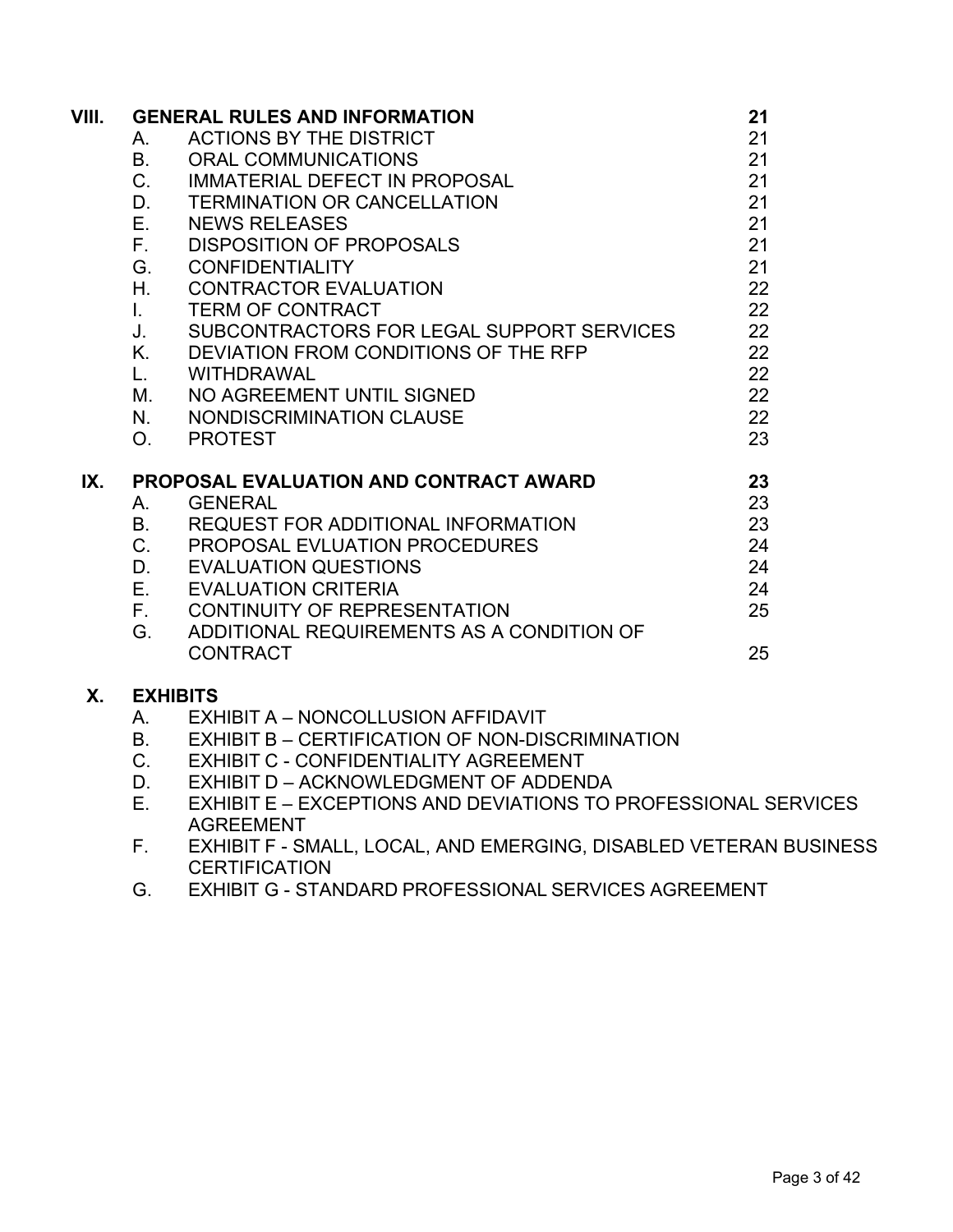| | | | |
|---|---|---|---|
| **VIII.** | **GENERAL RULES AND INFORMATION** | | **21** |
| | A. | ACTIONS BY THE DISTRICT | 21 |
| | B. | ORAL COMMUNICATIONS | 21 |
| | C. | IMMATERIAL DEFECT IN PROPOSAL | 21 |
| | D. | TERMINATION OR CANCELLATION | 21 |
| | E. | NEWS RELEASES | 21 |
| | F. | DISPOSITION OF PROPOSALS | 21 |
| | G. | CONFIDENTIALITY | 21 |
| | H. | CONTRACTOR EVALUATION | 22 |
| | I. | TERM OF CONTRACT | 22 |
| | J. | SUBCONTRACTORS FOR LEGAL SUPPORT SERVICES | 22 |
| | K. | DEVIATION FROM CONDITIONS OF THE RFP | 22 |
| | L. | WITHDRAWAL | 22 |
| | M. | NO AGREEMENT UNTIL SIGNED | 22 |
| | N. | NONDISCRIMINATION CLAUSE | 22 |
| | O. | PROTEST | 23 |
| **IX.** | **PROPOSAL EVALUATION AND CONTRACT AWARD** | | **23** |
| | A. | GENERAL | 23 |
| | B. | REQUEST FOR ADDITIONAL INFORMATION | 23 |
| | C. | PROPOSAL EVLUATION PROCEDURES | 24 |
| | D. | EVALUATION QUESTIONS | 24 |
| | E. | EVALUATION CRITERIA | 24 |
| | F. | CONTINUITY OF REPRESENTATION | 25 |
| | G. | ADDITIONAL REQUIREMENTS AS A CONDITION OF CONTRACT | 25 |

**X. EXHIBITS**

- A. EXHIBIT A – NONCOLLUSION AFFIDAVIT
- B. EXHIBIT B – CERTIFICATION OF NON-DISCRIMINATION
- C. EXHIBIT C - CONFIDENTIALITY AGREEMENT
- D. EXHIBIT D – ACKNOWLEDGMENT OF ADDENDA
- E. EXHIBIT E – EXCEPTIONS AND DEVIATIONS TO PROFESSIONAL SERVICES AGREEMENT
- F. EXHIBIT F - SMALL, LOCAL, AND EMERGING, DISABLED VETERAN BUSINESS CERTIFICATION
- G. EXHIBIT G - STANDARD PROFESSIONAL SERVICES AGREEMENT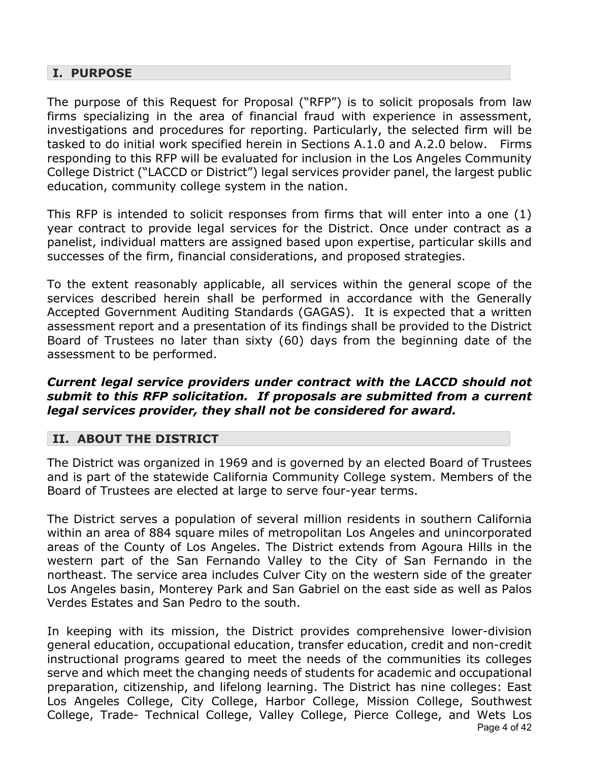## I. PURPOSE

The purpose of this Request for Proposal ("RFP") is to solicit proposals from law firms specializing in the area of financial fraud with experience in assessment, investigations and procedures for reporting. Particularly, the selected firm will be tasked to do initial work specified herein in Sections A.1.0 and A.2.0 below. Firms responding to this RFP will be evaluated for inclusion in the Los Angeles Community College District ("LACCD or District") legal services provider panel, the largest public education, community college system in the nation.

This RFP is intended to solicit responses from firms that will enter into a one (1) year contract to provide legal services for the District. Once under contract as a panelist, individual matters are assigned based upon expertise, particular skills and successes of the firm, financial considerations, and proposed strategies.

To the extent reasonably applicable, all services within the general scope of the services described herein shall be performed in accordance with the Generally Accepted Government Auditing Standards (GAGAS). It is expected that a written assessment report and a presentation of its findings shall be provided to the District Board of Trustees no later than sixty (60) days from the beginning date of the assessment to be performed.

***Current legal service providers under contract with the LACCD should not submit to this RFP solicitation. If proposals are submitted from a current legal services provider, they shall not be considered for award.***

## II. ABOUT THE DISTRICT

The District was organized in 1969 and is governed by an elected Board of Trustees and is part of the statewide California Community College system. Members of the Board of Trustees are elected at large to serve four-year terms.

The District serves a population of several million residents in southern California within an area of 884 square miles of metropolitan Los Angeles and unincorporated areas of the County of Los Angeles. The District extends from Agoura Hills in the western part of the San Fernando Valley to the City of San Fernando in the northeast. The service area includes Culver City on the western side of the greater Los Angeles basin, Monterey Park and San Gabriel on the east side as well as Palos Verdes Estates and San Pedro to the south.

In keeping with its mission, the District provides comprehensive lower-division general education, occupational education, transfer education, credit and non-credit instructional programs geared to meet the needs of the communities its colleges serve and which meet the changing needs of students for academic and occupational preparation, citizenship, and lifelong learning. The District has nine colleges: East Los Angeles College, City College, Harbor College, Mission College, Southwest College, Trade- Technical College, Valley College, Pierce College, and Wets Los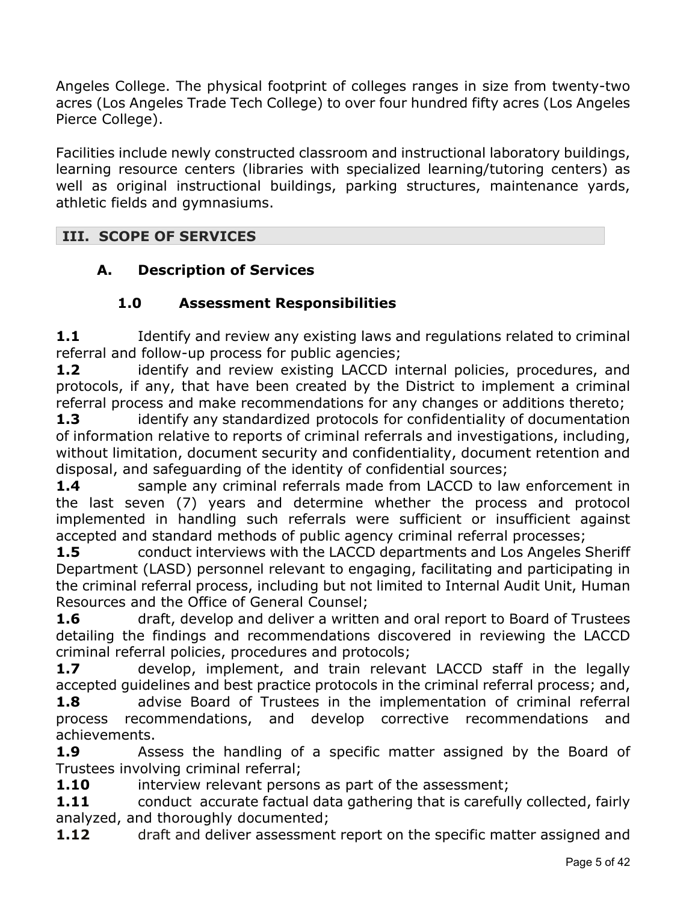Angeles College. The physical footprint of colleges ranges in size from twenty-two acres (Los Angeles Trade Tech College) to over four hundred fifty acres (Los Angeles Pierce College).

Facilities include newly constructed classroom and instructional laboratory buildings, learning resource centers (libraries with specialized learning/tutoring centers) as well as original instructional buildings, parking structures, maintenance yards, athletic fields and gymnasiums.

## III. SCOPE OF SERVICES

### A. Description of Services

#### 1.0 Assessment Responsibilities

**1.1** Identify and review any existing laws and regulations related to criminal referral and follow-up process for public agencies;

**1.2** identify and review existing LACCD internal policies, procedures, and protocols, if any, that have been created by the District to implement a criminal referral process and make recommendations for any changes or additions thereto;

**1.3** identify any standardized protocols for confidentiality of documentation of information relative to reports of criminal referrals and investigations, including, without limitation, document security and confidentiality, document retention and disposal, and safeguarding of the identity of confidential sources;

**1.4** sample any criminal referrals made from LACCD to law enforcement in the last seven (7) years and determine whether the process and protocol implemented in handling such referrals were sufficient or insufficient against accepted and standard methods of public agency criminal referral processes;

**1.5** conduct interviews with the LACCD departments and Los Angeles Sheriff Department (LASD) personnel relevant to engaging, facilitating and participating in the criminal referral process, including but not limited to Internal Audit Unit, Human Resources and the Office of General Counsel;

**1.6** draft, develop and deliver a written and oral report to Board of Trustees detailing the findings and recommendations discovered in reviewing the LACCD criminal referral policies, procedures and protocols;

**1.7** develop, implement, and train relevant LACCD staff in the legally accepted guidelines and best practice protocols in the criminal referral process; and,

**1.8** advise Board of Trustees in the implementation of criminal referral process recommendations, and develop corrective recommendations and achievements.

**1.9** Assess the handling of a specific matter assigned by the Board of Trustees involving criminal referral;

**1.10** interview relevant persons as part of the assessment;

**1.11** conduct accurate factual data gathering that is carefully collected, fairly analyzed, and thoroughly documented;

**1.12** draft and deliver assessment report on the specific matter assigned and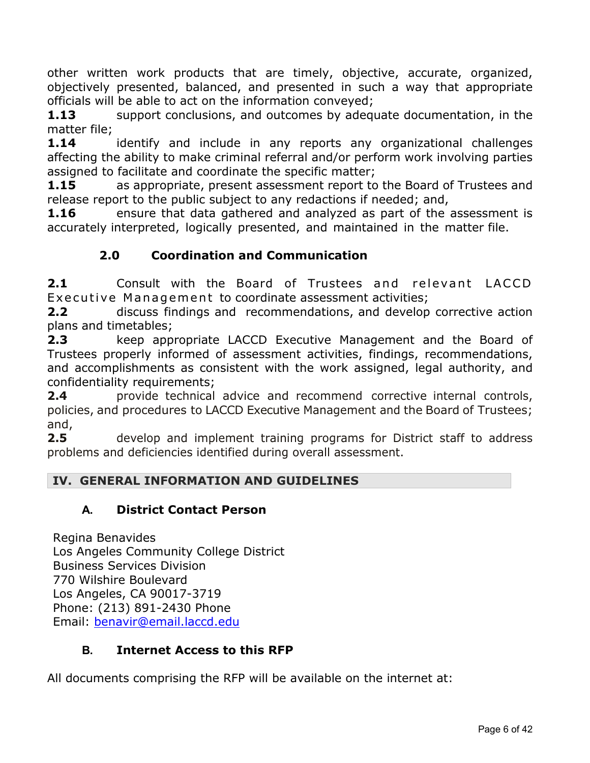other written work products that are timely, objective, accurate, organized, objectively presented, balanced, and presented in such a way that appropriate officials will be able to act on the information conveyed;

**1.13** support conclusions, and outcomes by adequate documentation, in the matter file;

**1.14** identify and include in any reports any organizational challenges affecting the ability to make criminal referral and/or perform work involving parties assigned to facilitate and coordinate the specific matter;

**1.15** as appropriate, present assessment report to the Board of Trustees and release report to the public subject to any redactions if needed; and,

**1.16** ensure that data gathered and analyzed as part of the assessment is accurately interpreted, logically presented, and maintained in the matter file.

### 2.0 Coordination and Communication

**2.1** Consult with the Board of Trustees and relevant LACCD Executive Management to coordinate assessment activities;

**2.2** discuss findings and recommendations, and develop corrective action plans and timetables;

**2.3** keep appropriate LACCD Executive Management and the Board of Trustees properly informed of assessment activities, findings, recommendations, and accomplishments as consistent with the work assigned, legal authority, and confidentiality requirements;

**2.4** provide technical advice and recommend corrective internal controls, policies, and procedures to LACCD Executive Management and the Board of Trustees; and,

**2.5** develop and implement training programs for District staff to address problems and deficiencies identified during overall assessment.

## IV. GENERAL INFORMATION AND GUIDELINES

### A. District Contact Person

Regina Benavides
Los Angeles Community College District
Business Services Division
770 Wilshire Boulevard
Los Angeles, CA 90017-3719
Phone: (213) 891-2430 Phone
Email: benavir@email.laccd.edu

### B. Internet Access to this RFP

All documents comprising the RFP will be available on the internet at: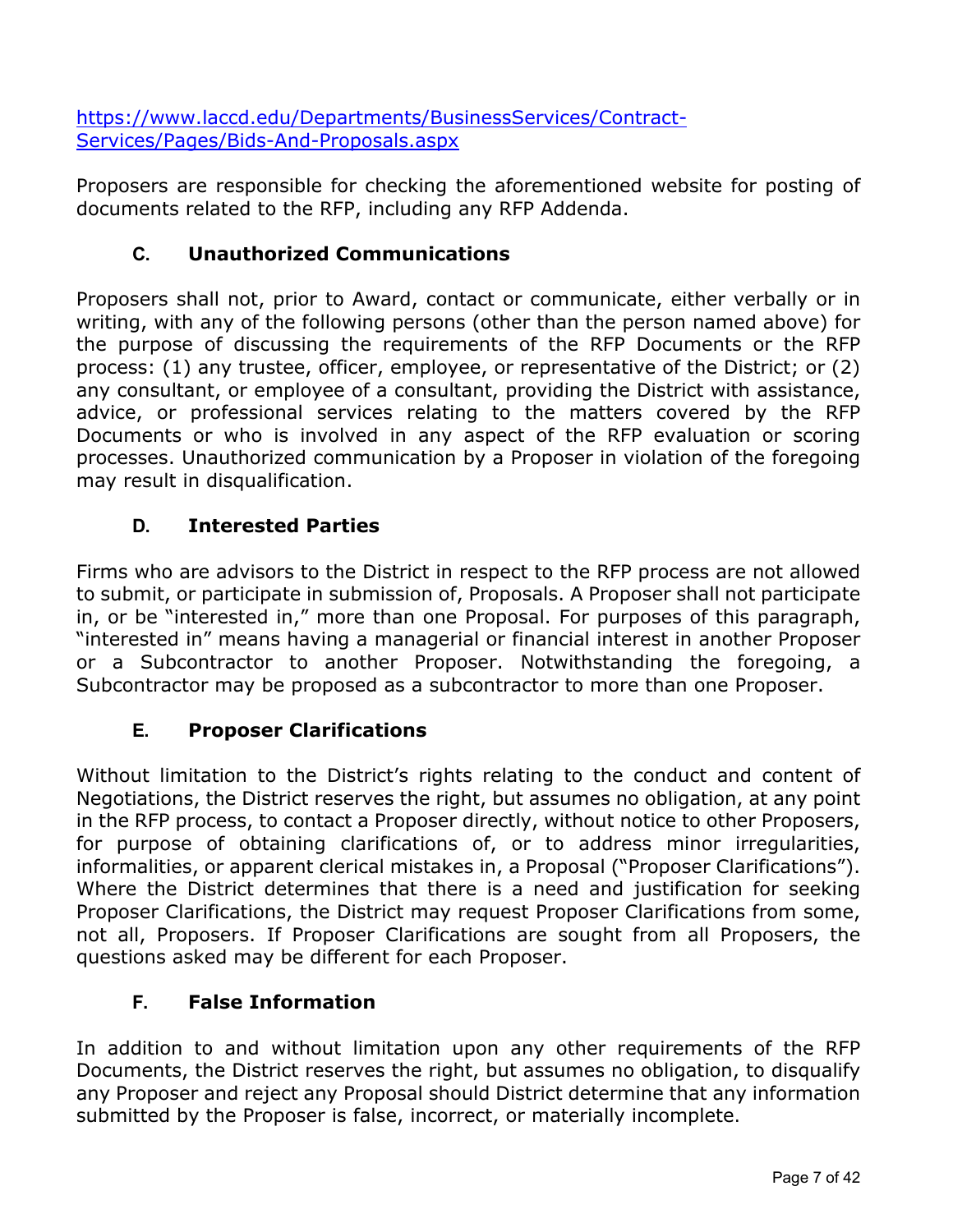[https://www.laccd.edu/Departments/BusinessServices/Contract-Services/Pages/Bids-And-Proposals.aspx](https://www.laccd.edu/Departments/BusinessServices/Contract-Services/Pages/Bids-And-Proposals.aspx)

Proposers are responsible for checking the aforementioned website for posting of documents related to the RFP, including any RFP Addenda.

### C. Unauthorized Communications

Proposers shall not, prior to Award, contact or communicate, either verbally or in writing, with any of the following persons (other than the person named above) for the purpose of discussing the requirements of the RFP Documents or the RFP process: (1) any trustee, officer, employee, or representative of the District; or (2) any consultant, or employee of a consultant, providing the District with assistance, advice, or professional services relating to the matters covered by the RFP Documents or who is involved in any aspect of the RFP evaluation or scoring processes. Unauthorized communication by a Proposer in violation of the foregoing may result in disqualification.

### D. Interested Parties

Firms who are advisors to the District in respect to the RFP process are not allowed to submit, or participate in submission of, Proposals. A Proposer shall not participate in, or be "interested in," more than one Proposal. For purposes of this paragraph, "interested in" means having a managerial or financial interest in another Proposer or a Subcontractor to another Proposer. Notwithstanding the foregoing, a Subcontractor may be proposed as a subcontractor to more than one Proposer.

### E. Proposer Clarifications

Without limitation to the District's rights relating to the conduct and content of Negotiations, the District reserves the right, but assumes no obligation, at any point in the RFP process, to contact a Proposer directly, without notice to other Proposers, for purpose of obtaining clarifications of, or to address minor irregularities, informalities, or apparent clerical mistakes in, a Proposal ("Proposer Clarifications"). Where the District determines that there is a need and justification for seeking Proposer Clarifications, the District may request Proposer Clarifications from some, not all, Proposers. If Proposer Clarifications are sought from all Proposers, the questions asked may be different for each Proposer.

### F. False Information

In addition to and without limitation upon any other requirements of the RFP Documents, the District reserves the right, but assumes no obligation, to disqualify any Proposer and reject any Proposal should District determine that any information submitted by the Proposer is false, incorrect, or materially incomplete.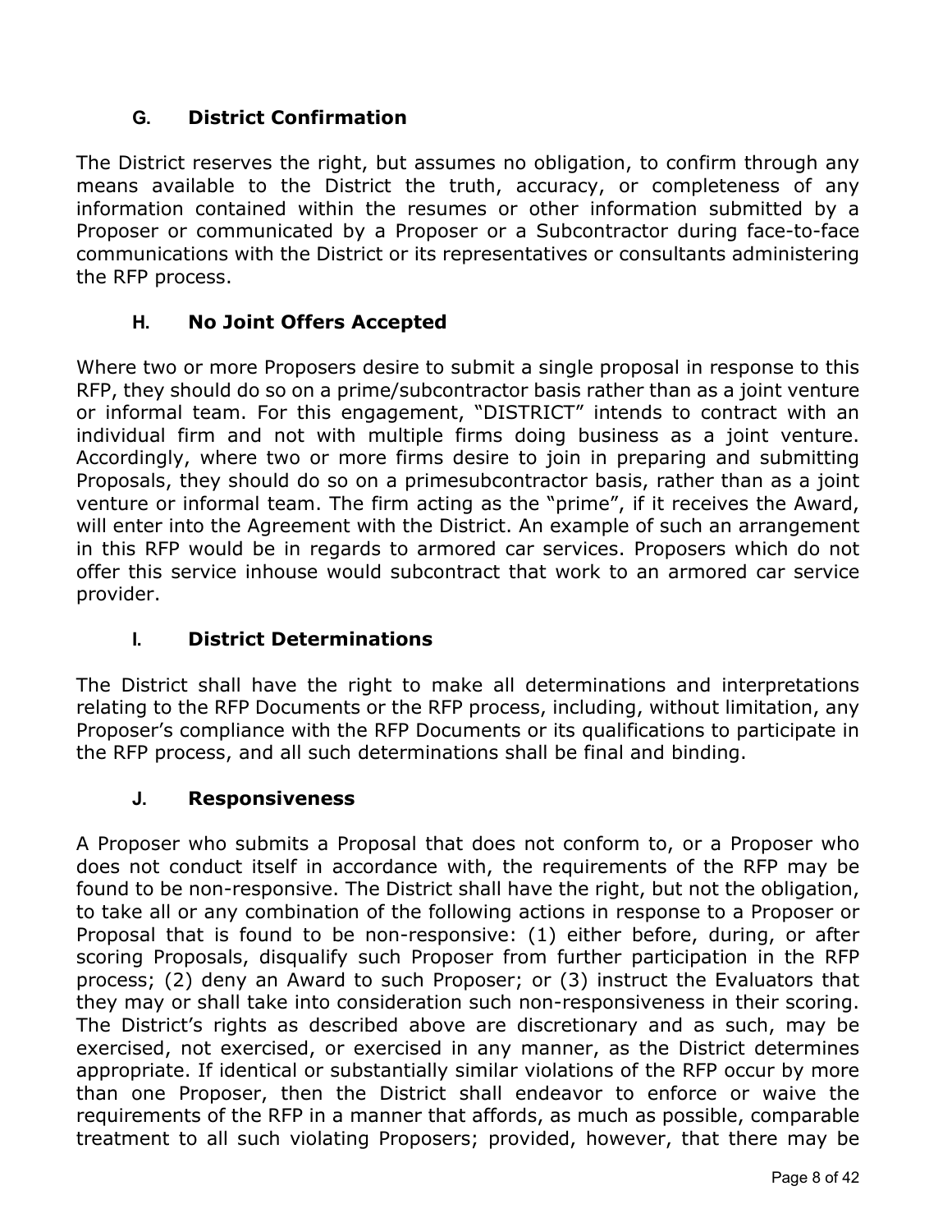### G. District Confirmation

The District reserves the right, but assumes no obligation, to confirm through any means available to the District the truth, accuracy, or completeness of any information contained within the resumes or other information submitted by a Proposer or communicated by a Proposer or a Subcontractor during face-to-face communications with the District or its representatives or consultants administering the RFP process.

### H. No Joint Offers Accepted

Where two or more Proposers desire to submit a single proposal in response to this RFP, they should do so on a prime/subcontractor basis rather than as a joint venture or informal team. For this engagement, "DISTRICT" intends to contract with an individual firm and not with multiple firms doing business as a joint venture. Accordingly, where two or more firms desire to join in preparing and submitting Proposals, they should do so on a primesubcontractor basis, rather than as a joint venture or informal team. The firm acting as the "prime", if it receives the Award, will enter into the Agreement with the District. An example of such an arrangement in this RFP would be in regards to armored car services. Proposers which do not offer this service inhouse would subcontract that work to an armored car service provider.

### I. District Determinations

The District shall have the right to make all determinations and interpretations relating to the RFP Documents or the RFP process, including, without limitation, any Proposer's compliance with the RFP Documents or its qualifications to participate in the RFP process, and all such determinations shall be final and binding.

### J. Responsiveness

A Proposer who submits a Proposal that does not conform to, or a Proposer who does not conduct itself in accordance with, the requirements of the RFP may be found to be non-responsive. The District shall have the right, but not the obligation, to take all or any combination of the following actions in response to a Proposer or Proposal that is found to be non-responsive: (1) either before, during, or after scoring Proposals, disqualify such Proposer from further participation in the RFP process; (2) deny an Award to such Proposer; or (3) instruct the Evaluators that they may or shall take into consideration such non-responsiveness in their scoring. The District's rights as described above are discretionary and as such, may be exercised, not exercised, or exercised in any manner, as the District determines appropriate. If identical or substantially similar violations of the RFP occur by more than one Proposer, then the District shall endeavor to enforce or waive the requirements of the RFP in a manner that affords, as much as possible, comparable treatment to all such violating Proposers; provided, however, that there may be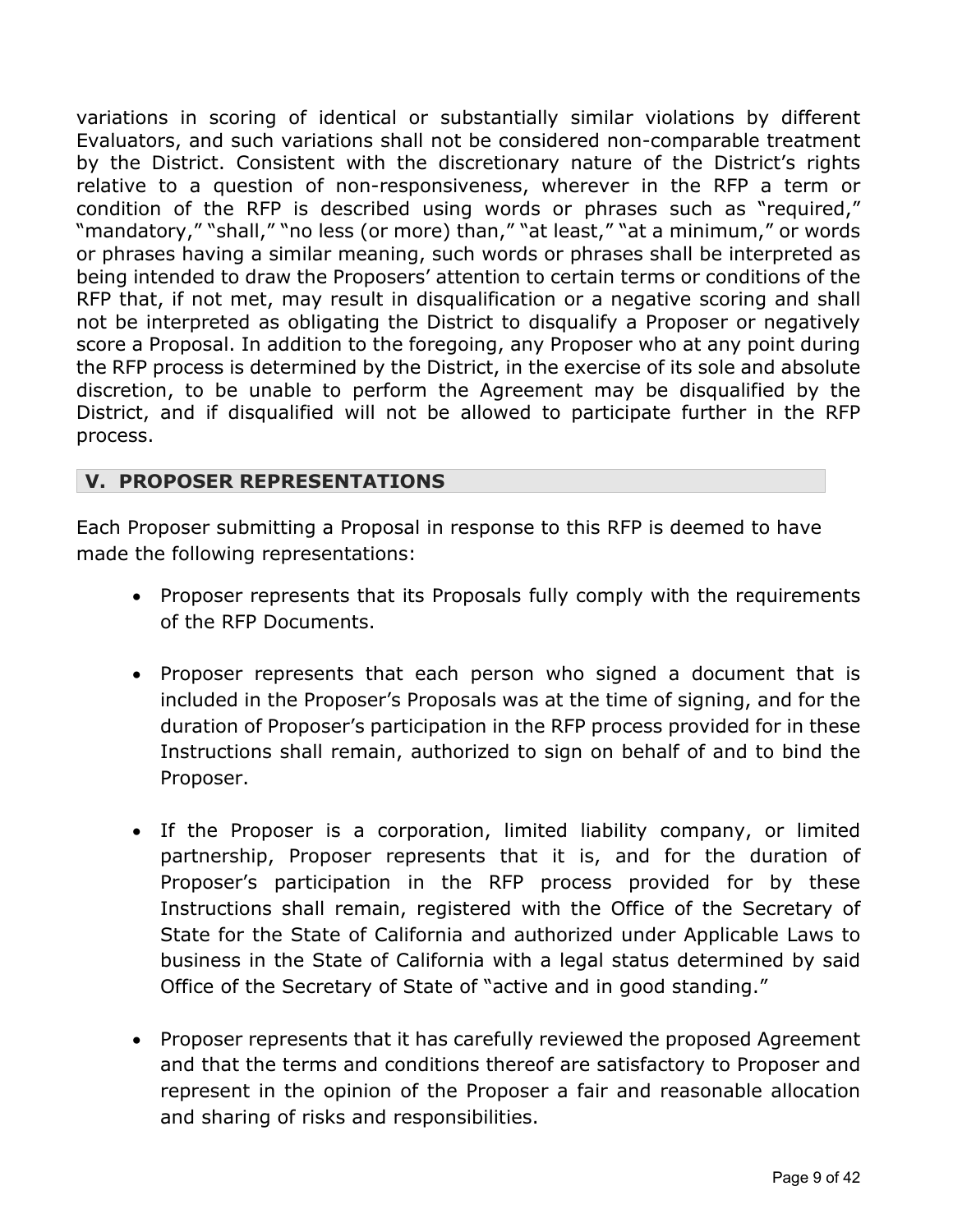variations in scoring of identical or substantially similar violations by different Evaluators, and such variations shall not be considered non-comparable treatment by the District. Consistent with the discretionary nature of the District's rights relative to a question of non-responsiveness, wherever in the RFP a term or condition of the RFP is described using words or phrases such as "required," "mandatory," "shall," "no less (or more) than," "at least," "at a minimum," or words or phrases having a similar meaning, such words or phrases shall be interpreted as being intended to draw the Proposers' attention to certain terms or conditions of the RFP that, if not met, may result in disqualification or a negative scoring and shall not be interpreted as obligating the District to disqualify a Proposer or negatively score a Proposal. In addition to the foregoing, any Proposer who at any point during the RFP process is determined by the District, in the exercise of its sole and absolute discretion, to be unable to perform the Agreement may be disqualified by the District, and if disqualified will not be allowed to participate further in the RFP process.

## V. PROPOSER REPRESENTATIONS

Each Proposer submitting a Proposal in response to this RFP is deemed to have made the following representations:

- Proposer represents that its Proposals fully comply with the requirements of the RFP Documents.

- Proposer represents that each person who signed a document that is included in the Proposer's Proposals was at the time of signing, and for the duration of Proposer's participation in the RFP process provided for in these Instructions shall remain, authorized to sign on behalf of and to bind the Proposer.

- If the Proposer is a corporation, limited liability company, or limited partnership, Proposer represents that it is, and for the duration of Proposer's participation in the RFP process provided for by these Instructions shall remain, registered with the Office of the Secretary of State for the State of California and authorized under Applicable Laws to business in the State of California with a legal status determined by said Office of the Secretary of State of "active and in good standing."

- Proposer represents that it has carefully reviewed the proposed Agreement and that the terms and conditions thereof are satisfactory to Proposer and represent in the opinion of the Proposer a fair and reasonable allocation and sharing of risks and responsibilities.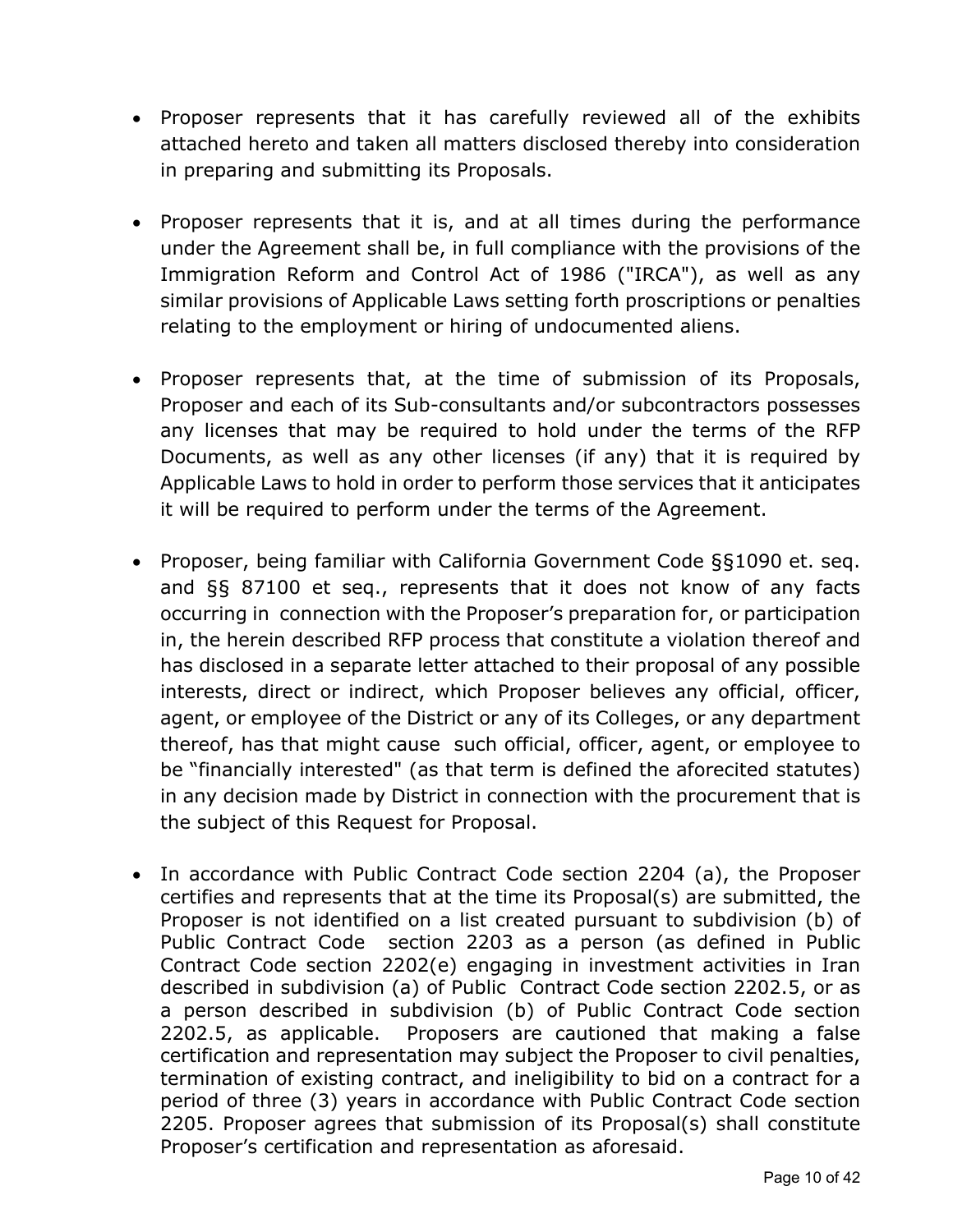- Proposer represents that it has carefully reviewed all of the exhibits attached hereto and taken all matters disclosed thereby into consideration in preparing and submitting its Proposals.

- Proposer represents that it is, and at all times during the performance under the Agreement shall be, in full compliance with the provisions of the Immigration Reform and Control Act of 1986 ("IRCA"), as well as any similar provisions of Applicable Laws setting forth proscriptions or penalties relating to the employment or hiring of undocumented aliens.

- Proposer represents that, at the time of submission of its Proposals, Proposer and each of its Sub-consultants and/or subcontractors possesses any licenses that may be required to hold under the terms of the RFP Documents, as well as any other licenses (if any) that it is required by Applicable Laws to hold in order to perform those services that it anticipates it will be required to perform under the terms of the Agreement.

- Proposer, being familiar with California Government Code §§1090 et. seq. and §§ 87100 et seq., represents that it does not know of any facts occurring in connection with the Proposer's preparation for, or participation in, the herein described RFP process that constitute a violation thereof and has disclosed in a separate letter attached to their proposal of any possible interests, direct or indirect, which Proposer believes any official, officer, agent, or employee of the District or any of its Colleges, or any department thereof, has that might cause such official, officer, agent, or employee to be "financially interested" (as that term is defined the aforecited statutes) in any decision made by District in connection with the procurement that is the subject of this Request for Proposal.

- In accordance with Public Contract Code section 2204 (a), the Proposer certifies and represents that at the time its Proposal(s) are submitted, the Proposer is not identified on a list created pursuant to subdivision (b) of Public Contract Code section 2203 as a person (as defined in Public Contract Code section 2202(e) engaging in investment activities in Iran described in subdivision (a) of Public Contract Code section 2202.5, or as a person described in subdivision (b) of Public Contract Code section 2202.5, as applicable. Proposers are cautioned that making a false certification and representation may subject the Proposer to civil penalties, termination of existing contract, and ineligibility to bid on a contract for a period of three (3) years in accordance with Public Contract Code section 2205. Proposer agrees that submission of its Proposal(s) shall constitute Proposer's certification and representation as aforesaid.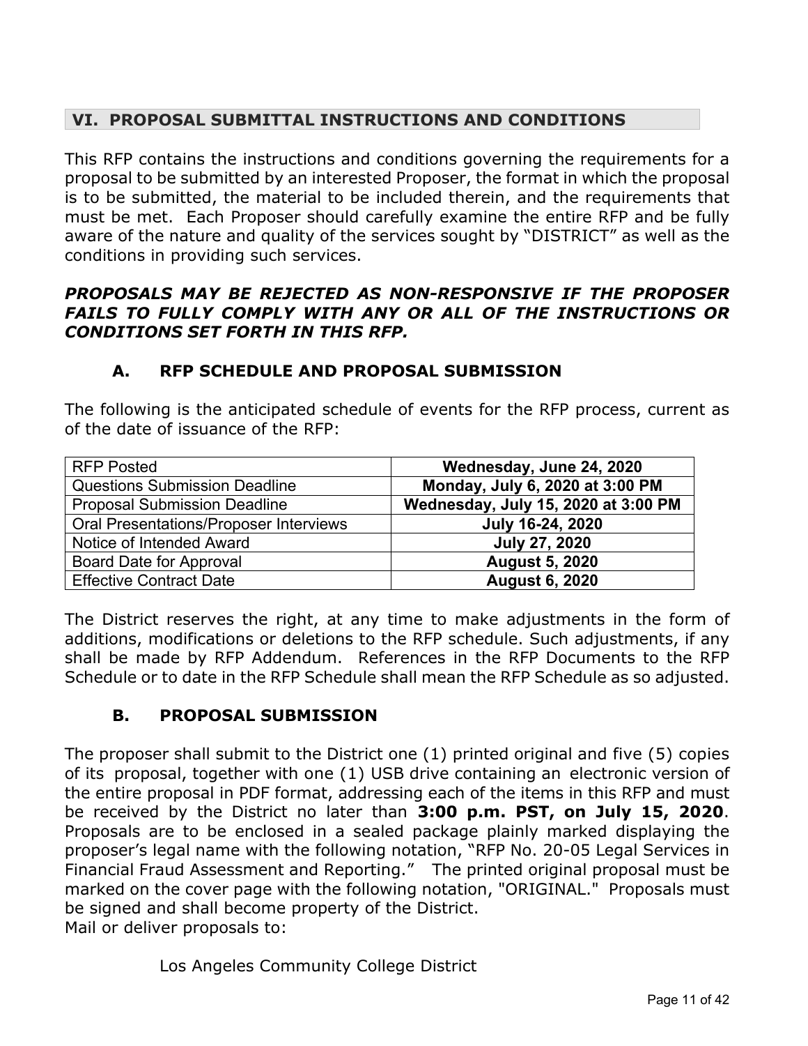## VI. PROPOSAL SUBMITTAL INSTRUCTIONS AND CONDITIONS

This RFP contains the instructions and conditions governing the requirements for a proposal to be submitted by an interested Proposer, the format in which the proposal is to be submitted, the material to be included therein, and the requirements that must be met. Each Proposer should carefully examine the entire RFP and be fully aware of the nature and quality of the services sought by "DISTRICT" as well as the conditions in providing such services.

***PROPOSALS MAY BE REJECTED AS NON-RESPONSIVE IF THE PROPOSER FAILS TO FULLY COMPLY WITH ANY OR ALL OF THE INSTRUCTIONS OR CONDITIONS SET FORTH IN THIS RFP.***

### A. RFP SCHEDULE AND PROPOSAL SUBMISSION

The following is the anticipated schedule of events for the RFP process, current as of the date of issuance of the RFP:

| RFP Posted | **Wednesday, June 24, 2020** |
|---|---|
| Questions Submission Deadline | **Monday, July 6, 2020 at 3:00 PM** |
| Proposal Submission Deadline | **Wednesday, July 15, 2020 at 3:00 PM** |
| Oral Presentations/Proposer Interviews | **July 16-24, 2020** |
| Notice of Intended Award | **July 27, 2020** |
| Board Date for Approval | **August 5, 2020** |
| Effective Contract Date | **August 6, 2020** |

The District reserves the right, at any time to make adjustments in the form of additions, modifications or deletions to the RFP schedule. Such adjustments, if any shall be made by RFP Addendum. References in the RFP Documents to the RFP Schedule or to date in the RFP Schedule shall mean the RFP Schedule as so adjusted.

### B. PROPOSAL SUBMISSION

The proposer shall submit to the District one (1) printed original and five (5) copies of its proposal, together with one (1) USB drive containing an electronic version of the entire proposal in PDF format, addressing each of the items in this RFP and must be received by the District no later than **3:00 p.m. PST, on July 15, 2020**. Proposals are to be enclosed in a sealed package plainly marked displaying the proposer's legal name with the following notation, "RFP No. 20-05 Legal Services in Financial Fraud Assessment and Reporting." The printed original proposal must be marked on the cover page with the following notation, "ORIGINAL." Proposals must be signed and shall become property of the District.
Mail or deliver proposals to:

Los Angeles Community College District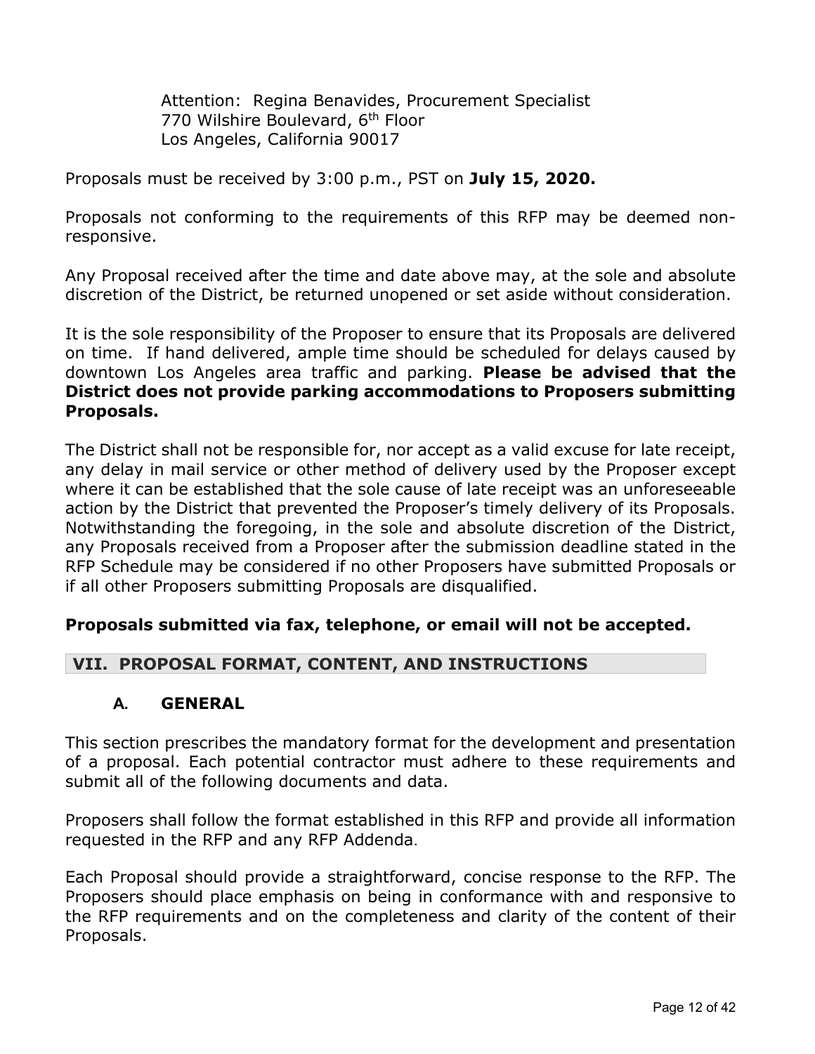Attention: Regina Benavides, Procurement Specialist
770 Wilshire Boulevard, 6th Floor
Los Angeles, California 90017

Proposals must be received by 3:00 p.m., PST on **July 15, 2020.**

Proposals not conforming to the requirements of this RFP may be deemed non-responsive.

Any Proposal received after the time and date above may, at the sole and absolute discretion of the District, be returned unopened or set aside without consideration.

It is the sole responsibility of the Proposer to ensure that its Proposals are delivered on time. If hand delivered, ample time should be scheduled for delays caused by downtown Los Angeles area traffic and parking. **Please be advised that the District does not provide parking accommodations to Proposers submitting Proposals.**

The District shall not be responsible for, nor accept as a valid excuse for late receipt, any delay in mail service or other method of delivery used by the Proposer except where it can be established that the sole cause of late receipt was an unforeseeable action by the District that prevented the Proposer's timely delivery of its Proposals. Notwithstanding the foregoing, in the sole and absolute discretion of the District, any Proposals received from a Proposer after the submission deadline stated in the RFP Schedule may be considered if no other Proposers have submitted Proposals or if all other Proposers submitting Proposals are disqualified.

**Proposals submitted via fax, telephone, or email will not be accepted.**

## VII. PROPOSAL FORMAT, CONTENT, AND INSTRUCTIONS

### A. GENERAL

This section prescribes the mandatory format for the development and presentation of a proposal. Each potential contractor must adhere to these requirements and submit all of the following documents and data.

Proposers shall follow the format established in this RFP and provide all information requested in the RFP and any RFP Addenda.

Each Proposal should provide a straightforward, concise response to the RFP. The Proposers should place emphasis on being in conformance with and responsive to the RFP requirements and on the completeness and clarity of the content of their Proposals.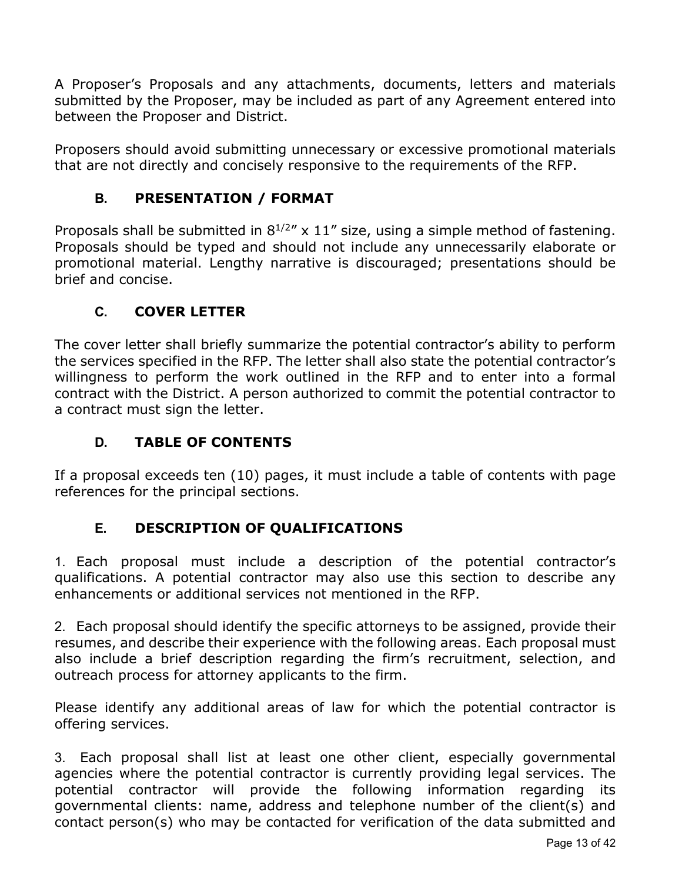A Proposer's Proposals and any attachments, documents, letters and materials submitted by the Proposer, may be included as part of any Agreement entered into between the Proposer and District.

Proposers should avoid submitting unnecessary or excessive promotional materials that are not directly and concisely responsive to the requirements of the RFP.

### B. PRESENTATION / FORMAT

Proposals shall be submitted in $8^{1/2}$" x 11" size, using a simple method of fastening. Proposals should be typed and should not include any unnecessarily elaborate or promotional material. Lengthy narrative is discouraged; presentations should be brief and concise.

### C. COVER LETTER

The cover letter shall briefly summarize the potential contractor's ability to perform the services specified in the RFP. The letter shall also state the potential contractor's willingness to perform the work outlined in the RFP and to enter into a formal contract with the District. A person authorized to commit the potential contractor to a contract must sign the letter.

### D. TABLE OF CONTENTS

If a proposal exceeds ten (10) pages, it must include a table of contents with page references for the principal sections.

### E. DESCRIPTION OF QUALIFICATIONS

1. Each proposal must include a description of the potential contractor's qualifications. A potential contractor may also use this section to describe any enhancements or additional services not mentioned in the RFP.

2. Each proposal should identify the specific attorneys to be assigned, provide their resumes, and describe their experience with the following areas. Each proposal must also include a brief description regarding the firm's recruitment, selection, and outreach process for attorney applicants to the firm.

Please identify any additional areas of law for which the potential contractor is offering services.

3. Each proposal shall list at least one other client, especially governmental agencies where the potential contractor is currently providing legal services. The potential contractor will provide the following information regarding its governmental clients: name, address and telephone number of the client(s) and contact person(s) who may be contacted for verification of the data submitted and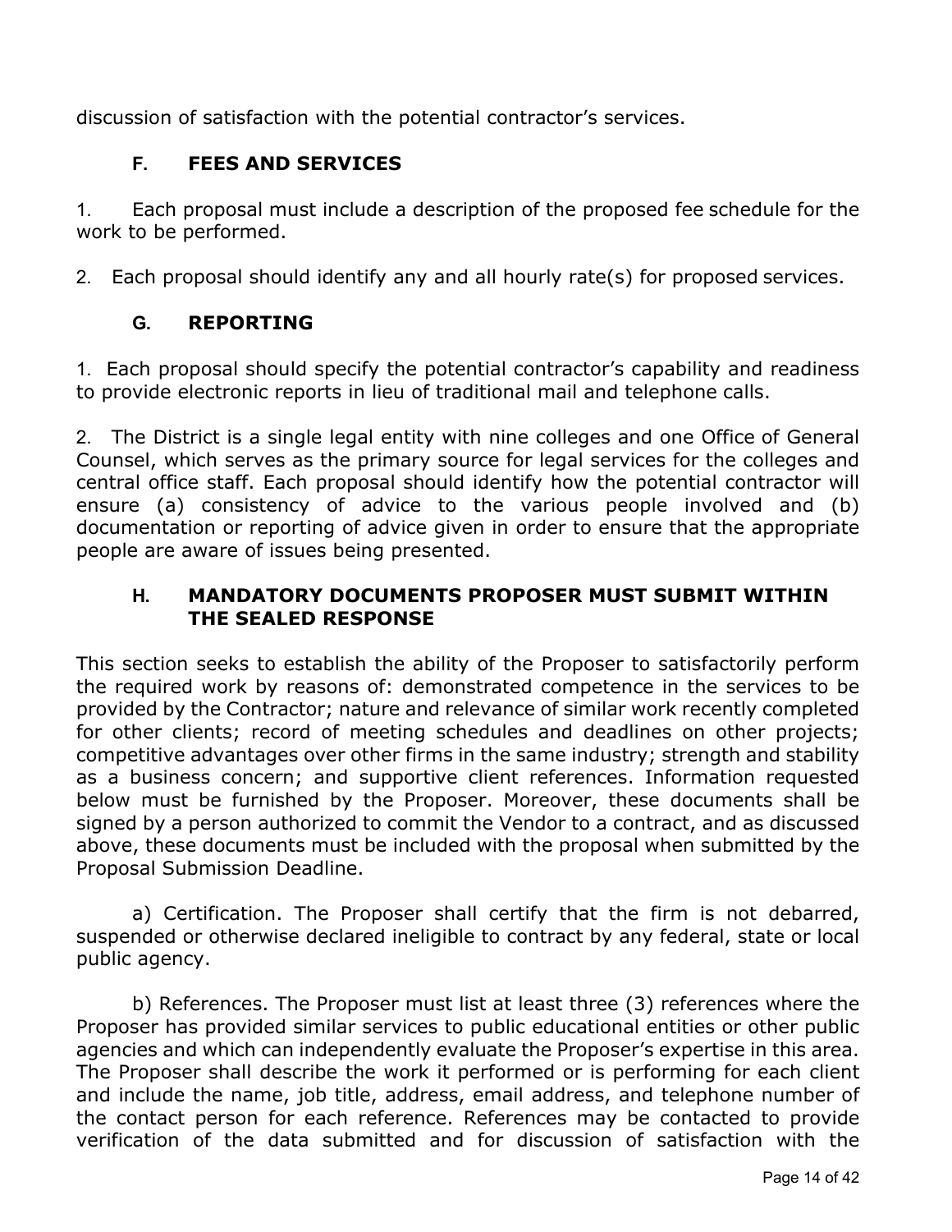discussion of satisfaction with the potential contractor's services.

### F. FEES AND SERVICES

1. Each proposal must include a description of the proposed fee schedule for the work to be performed.

2. Each proposal should identify any and all hourly rate(s) for proposed services.

### G. REPORTING

1. Each proposal should specify the potential contractor's capability and readiness to provide electronic reports in lieu of traditional mail and telephone calls.

2. The District is a single legal entity with nine colleges and one Office of General Counsel, which serves as the primary source for legal services for the colleges and central office staff. Each proposal should identify how the potential contractor will ensure (a) consistency of advice to the various people involved and (b) documentation or reporting of advice given in order to ensure that the appropriate people are aware of issues being presented.

### H. MANDATORY DOCUMENTS PROPOSER MUST SUBMIT WITHIN THE SEALED RESPONSE

This section seeks to establish the ability of the Proposer to satisfactorily perform the required work by reasons of: demonstrated competence in the services to be provided by the Contractor; nature and relevance of similar work recently completed for other clients; record of meeting schedules and deadlines on other projects; competitive advantages over other firms in the same industry; strength and stability as a business concern; and supportive client references. Information requested below must be furnished by the Proposer. Moreover, these documents shall be signed by a person authorized to commit the Vendor to a contract, and as discussed above, these documents must be included with the proposal when submitted by the Proposal Submission Deadline.

a) Certification. The Proposer shall certify that the firm is not debarred, suspended or otherwise declared ineligible to contract by any federal, state or local public agency.

b) References. The Proposer must list at least three (3) references where the Proposer has provided similar services to public educational entities or other public agencies and which can independently evaluate the Proposer's expertise in this area. The Proposer shall describe the work it performed or is performing for each client and include the name, job title, address, email address, and telephone number of the contact person for each reference. References may be contacted to provide verification of the data submitted and for discussion of satisfaction with the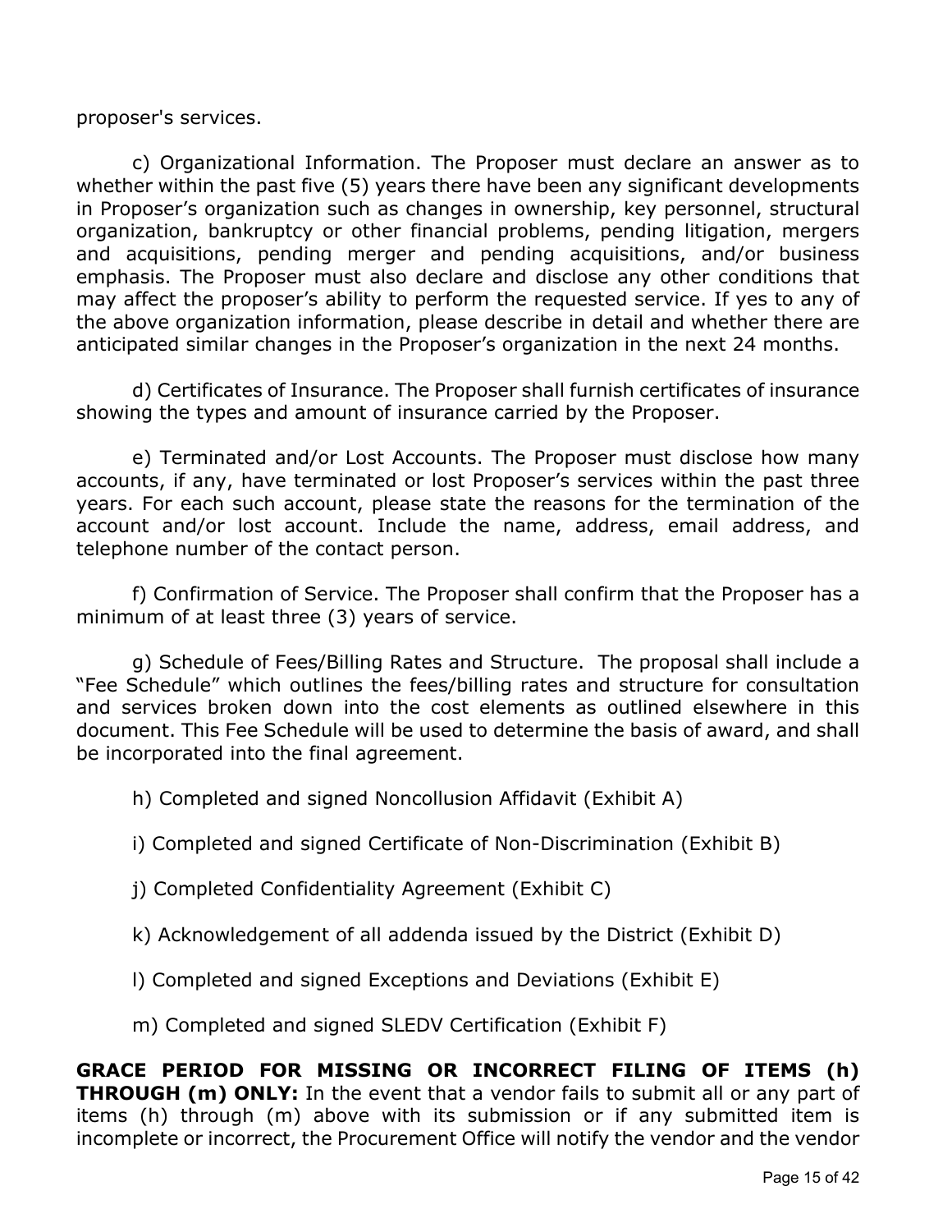proposer's services.

c) Organizational Information. The Proposer must declare an answer as to whether within the past five (5) years there have been any significant developments in Proposer's organization such as changes in ownership, key personnel, structural organization, bankruptcy or other financial problems, pending litigation, mergers and acquisitions, pending merger and pending acquisitions, and/or business emphasis. The Proposer must also declare and disclose any other conditions that may affect the proposer's ability to perform the requested service. If yes to any of the above organization information, please describe in detail and whether there are anticipated similar changes in the Proposer's organization in the next 24 months.

d) Certificates of Insurance. The Proposer shall furnish certificates of insurance showing the types and amount of insurance carried by the Proposer.

e) Terminated and/or Lost Accounts. The Proposer must disclose how many accounts, if any, have terminated or lost Proposer's services within the past three years. For each such account, please state the reasons for the termination of the account and/or lost account. Include the name, address, email address, and telephone number of the contact person.

f) Confirmation of Service. The Proposer shall confirm that the Proposer has a minimum of at least three (3) years of service.

g) Schedule of Fees/Billing Rates and Structure. The proposal shall include a "Fee Schedule" which outlines the fees/billing rates and structure for consultation and services broken down into the cost elements as outlined elsewhere in this document. This Fee Schedule will be used to determine the basis of award, and shall be incorporated into the final agreement.

h) Completed and signed Noncollusion Affidavit (Exhibit A)

i) Completed and signed Certificate of Non-Discrimination (Exhibit B)

j) Completed Confidentiality Agreement (Exhibit C)

k) Acknowledgement of all addenda issued by the District (Exhibit D)

l) Completed and signed Exceptions and Deviations (Exhibit E)

m) Completed and signed SLEDV Certification (Exhibit F)

**GRACE PERIOD FOR MISSING OR INCORRECT FILING OF ITEMS (h) THROUGH (m) ONLY:** In the event that a vendor fails to submit all or any part of items (h) through (m) above with its submission or if any submitted item is incomplete or incorrect, the Procurement Office will notify the vendor and the vendor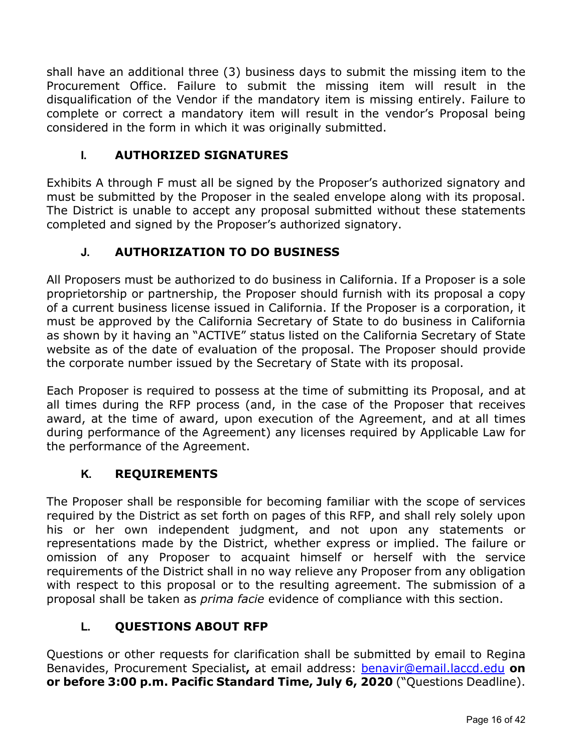shall have an additional three (3) business days to submit the missing item to the Procurement Office. Failure to submit the missing item will result in the disqualification of the Vendor if the mandatory item is missing entirely. Failure to complete or correct a mandatory item will result in the vendor's Proposal being considered in the form in which it was originally submitted.

### I. AUTHORIZED SIGNATURES

Exhibits A through F must all be signed by the Proposer's authorized signatory and must be submitted by the Proposer in the sealed envelope along with its proposal. The District is unable to accept any proposal submitted without these statements completed and signed by the Proposer's authorized signatory.

### J. AUTHORIZATION TO DO BUSINESS

All Proposers must be authorized to do business in California. If a Proposer is a sole proprietorship or partnership, the Proposer should furnish with its proposal a copy of a current business license issued in California. If the Proposer is a corporation, it must be approved by the California Secretary of State to do business in California as shown by it having an "ACTIVE" status listed on the California Secretary of State website as of the date of evaluation of the proposal. The Proposer should provide the corporate number issued by the Secretary of State with its proposal.

Each Proposer is required to possess at the time of submitting its Proposal, and at all times during the RFP process (and, in the case of the Proposer that receives award, at the time of award, upon execution of the Agreement, and at all times during performance of the Agreement) any licenses required by Applicable Law for the performance of the Agreement.

### K. REQUIREMENTS

The Proposer shall be responsible for becoming familiar with the scope of services required by the District as set forth on pages of this RFP, and shall rely solely upon his or her own independent judgment, and not upon any statements or representations made by the District, whether express or implied. The failure or omission of any Proposer to acquaint himself or herself with the service requirements of the District shall in no way relieve any Proposer from any obligation with respect to this proposal or to the resulting agreement. The submission of a proposal shall be taken as *prima facie* evidence of compliance with this section.

### L. QUESTIONS ABOUT RFP

Questions or other requests for clarification shall be submitted by email to Regina Benavides, Procurement Specialist**,** at email address: benavir@email.laccd.edu **on or before 3:00 p.m. Pacific Standard Time, July 6, 2020** ("Questions Deadline").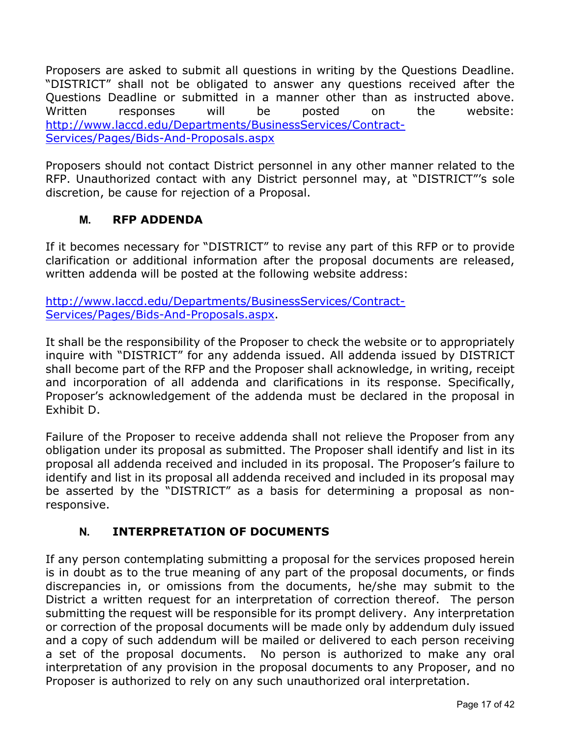Proposers are asked to submit all questions in writing by the Questions Deadline. "DISTRICT" shall not be obligated to answer any questions received after the Questions Deadline or submitted in a manner other than as instructed above. Written responses will be posted on the website: http://www.laccd.edu/Departments/BusinessServices/Contract-Services/Pages/Bids-And-Proposals.aspx

Proposers should not contact District personnel in any other manner related to the RFP. Unauthorized contact with any District personnel may, at "DISTRICT"'s sole discretion, be cause for rejection of a Proposal.

### M. RFP ADDENDA

If it becomes necessary for "DISTRICT" to revise any part of this RFP or to provide clarification or additional information after the proposal documents are released, written addenda will be posted at the following website address:

http://www.laccd.edu/Departments/BusinessServices/Contract-Services/Pages/Bids-And-Proposals.aspx.

It shall be the responsibility of the Proposer to check the website or to appropriately inquire with "DISTRICT" for any addenda issued. All addenda issued by DISTRICT shall become part of the RFP and the Proposer shall acknowledge, in writing, receipt and incorporation of all addenda and clarifications in its response. Specifically, Proposer's acknowledgement of the addenda must be declared in the proposal in Exhibit D.

Failure of the Proposer to receive addenda shall not relieve the Proposer from any obligation under its proposal as submitted. The Proposer shall identify and list in its proposal all addenda received and included in its proposal. The Proposer's failure to identify and list in its proposal all addenda received and included in its proposal may be asserted by the "DISTRICT" as a basis for determining a proposal as non-responsive.

### N. INTERPRETATION OF DOCUMENTS

If any person contemplating submitting a proposal for the services proposed herein is in doubt as to the true meaning of any part of the proposal documents, or finds discrepancies in, or omissions from the documents, he/she may submit to the District a written request for an interpretation of correction thereof. The person submitting the request will be responsible for its prompt delivery. Any interpretation or correction of the proposal documents will be made only by addendum duly issued and a copy of such addendum will be mailed or delivered to each person receiving a set of the proposal documents. No person is authorized to make any oral interpretation of any provision in the proposal documents to any Proposer, and no Proposer is authorized to rely on any such unauthorized oral interpretation.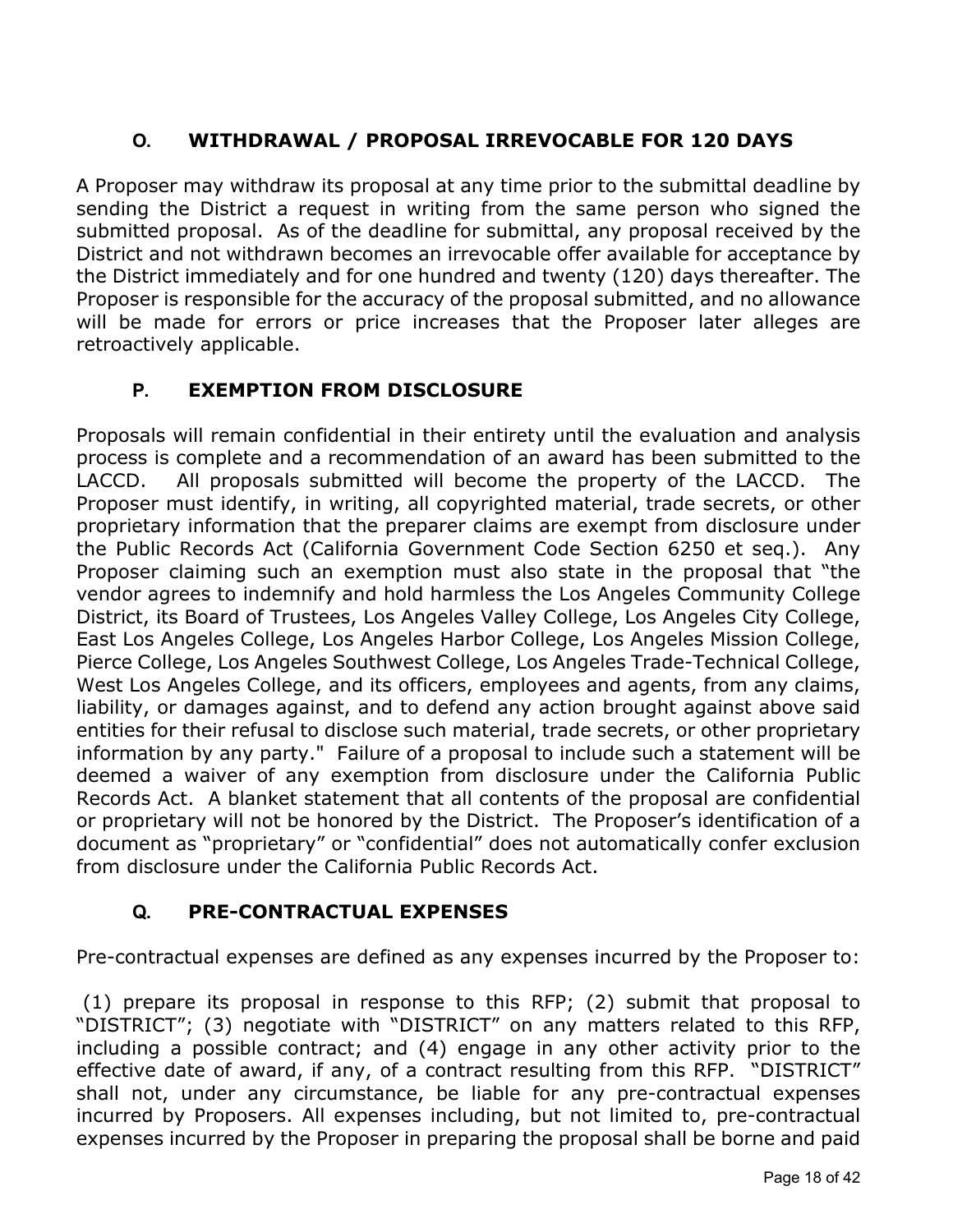### O. WITHDRAWAL / PROPOSAL IRREVOCABLE FOR 120 DAYS

A Proposer may withdraw its proposal at any time prior to the submittal deadline by sending the District a request in writing from the same person who signed the submitted proposal. As of the deadline for submittal, any proposal received by the District and not withdrawn becomes an irrevocable offer available for acceptance by the District immediately and for one hundred and twenty (120) days thereafter. The Proposer is responsible for the accuracy of the proposal submitted, and no allowance will be made for errors or price increases that the Proposer later alleges are retroactively applicable.

### P. EXEMPTION FROM DISCLOSURE

Proposals will remain confidential in their entirety until the evaluation and analysis process is complete and a recommendation of an award has been submitted to the LACCD. All proposals submitted will become the property of the LACCD. The Proposer must identify, in writing, all copyrighted material, trade secrets, or other proprietary information that the preparer claims are exempt from disclosure under the Public Records Act (California Government Code Section 6250 et seq.). Any Proposer claiming such an exemption must also state in the proposal that "the vendor agrees to indemnify and hold harmless the Los Angeles Community College District, its Board of Trustees, Los Angeles Valley College, Los Angeles City College, East Los Angeles College, Los Angeles Harbor College, Los Angeles Mission College, Pierce College, Los Angeles Southwest College, Los Angeles Trade-Technical College, West Los Angeles College, and its officers, employees and agents, from any claims, liability, or damages against, and to defend any action brought against above said entities for their refusal to disclose such material, trade secrets, or other proprietary information by any party." Failure of a proposal to include such a statement will be deemed a waiver of any exemption from disclosure under the California Public Records Act. A blanket statement that all contents of the proposal are confidential or proprietary will not be honored by the District. The Proposer's identification of a document as "proprietary" or "confidential" does not automatically confer exclusion from disclosure under the California Public Records Act.

### Q. PRE-CONTRACTUAL EXPENSES

Pre-contractual expenses are defined as any expenses incurred by the Proposer to:

(1) prepare its proposal in response to this RFP; (2) submit that proposal to "DISTRICT"; (3) negotiate with "DISTRICT" on any matters related to this RFP, including a possible contract; and (4) engage in any other activity prior to the effective date of award, if any, of a contract resulting from this RFP. "DISTRICT" shall not, under any circumstance, be liable for any pre-contractual expenses incurred by Proposers. All expenses including, but not limited to, pre-contractual expenses incurred by the Proposer in preparing the proposal shall be borne and paid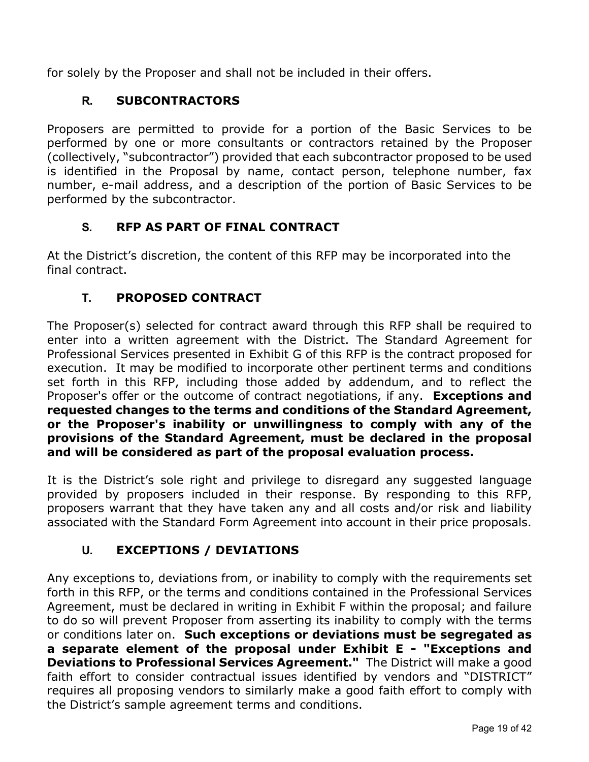for solely by the Proposer and shall not be included in their offers.

### R. SUBCONTRACTORS

Proposers are permitted to provide for a portion of the Basic Services to be performed by one or more consultants or contractors retained by the Proposer (collectively, "subcontractor") provided that each subcontractor proposed to be used is identified in the Proposal by name, contact person, telephone number, fax number, e-mail address, and a description of the portion of Basic Services to be performed by the subcontractor.

### S. RFP AS PART OF FINAL CONTRACT

At the District's discretion, the content of this RFP may be incorporated into the final contract.

### T. PROPOSED CONTRACT

The Proposer(s) selected for contract award through this RFP shall be required to enter into a written agreement with the District. The Standard Agreement for Professional Services presented in Exhibit G of this RFP is the contract proposed for execution. It may be modified to incorporate other pertinent terms and conditions set forth in this RFP, including those added by addendum, and to reflect the Proposer's offer or the outcome of contract negotiations, if any. **Exceptions and requested changes to the terms and conditions of the Standard Agreement, or the Proposer's inability or unwillingness to comply with any of the provisions of the Standard Agreement, must be declared in the proposal and will be considered as part of the proposal evaluation process.**

It is the District's sole right and privilege to disregard any suggested language provided by proposers included in their response. By responding to this RFP, proposers warrant that they have taken any and all costs and/or risk and liability associated with the Standard Form Agreement into account in their price proposals.

### U. EXCEPTIONS / DEVIATIONS

Any exceptions to, deviations from, or inability to comply with the requirements set forth in this RFP, or the terms and conditions contained in the Professional Services Agreement, must be declared in writing in Exhibit F within the proposal; and failure to do so will prevent Proposer from asserting its inability to comply with the terms or conditions later on. **Such exceptions or deviations must be segregated as a separate element of the proposal under Exhibit E - "Exceptions and Deviations to Professional Services Agreement."** The District will make a good faith effort to consider contractual issues identified by vendors and "DISTRICT" requires all proposing vendors to similarly make a good faith effort to comply with the District's sample agreement terms and conditions.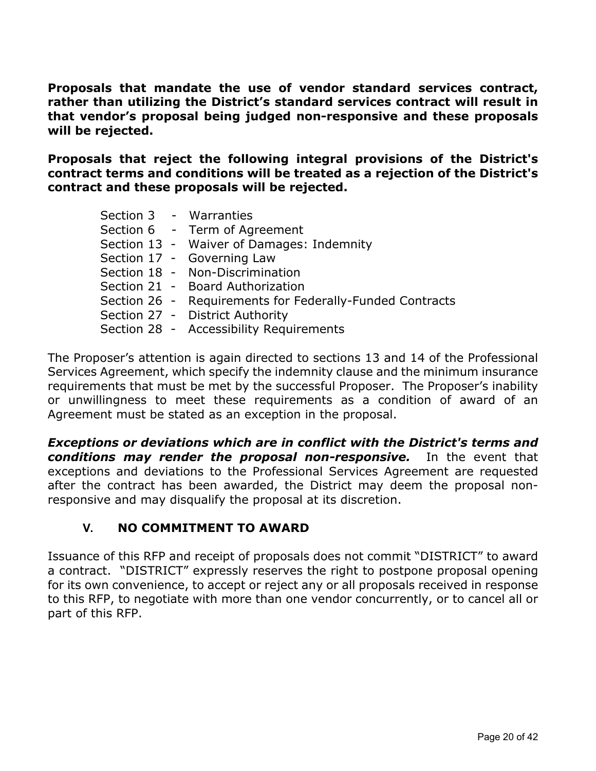**Proposals that mandate the use of vendor standard services contract, rather than utilizing the District's standard services contract will result in that vendor's proposal being judged non-responsive and these proposals will be rejected.**

**Proposals that reject the following integral provisions of the District's contract terms and conditions will be treated as a rejection of the District's contract and these proposals will be rejected.**

- Section 3 - Warranties
- Section 6 - Term of Agreement
- Section 13 - Waiver of Damages: Indemnity
- Section 17 - Governing Law
- Section 18 - Non-Discrimination
- Section 21 - Board Authorization
- Section 26 - Requirements for Federally-Funded Contracts
- Section 27 - District Authority
- Section 28 - Accessibility Requirements

The Proposer's attention is again directed to sections 13 and 14 of the Professional Services Agreement, which specify the indemnity clause and the minimum insurance requirements that must be met by the successful Proposer. The Proposer's inability or unwillingness to meet these requirements as a condition of award of an Agreement must be stated as an exception in the proposal.

***Exceptions or deviations which are in conflict with the District's terms and conditions may render the proposal non-responsive.*** In the event that exceptions and deviations to the Professional Services Agreement are requested after the contract has been awarded, the District may deem the proposal non-responsive and may disqualify the proposal at its discretion.

## V. NO COMMITMENT TO AWARD

Issuance of this RFP and receipt of proposals does not commit "DISTRICT" to award a contract. "DISTRICT" expressly reserves the right to postpone proposal opening for its own convenience, to accept or reject any or all proposals received in response to this RFP, to negotiate with more than one vendor concurrently, or to cancel all or part of this RFP.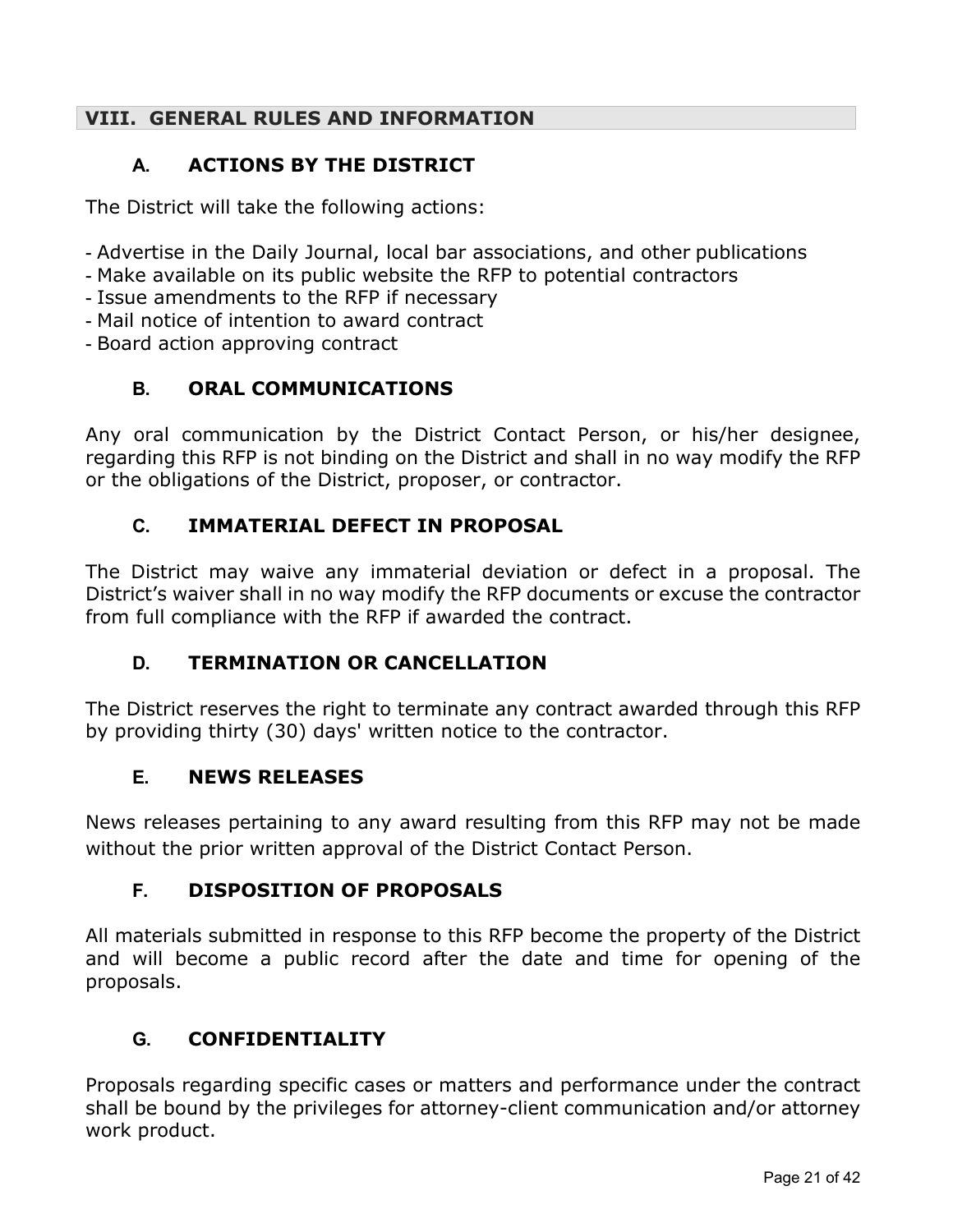## VIII. GENERAL RULES AND INFORMATION

### A. ACTIONS BY THE DISTRICT

The District will take the following actions:

- Advertise in the Daily Journal, local bar associations, and other publications
- Make available on its public website the RFP to potential contractors
- Issue amendments to the RFP if necessary
- Mail notice of intention to award contract
- Board action approving contract

### B. ORAL COMMUNICATIONS

Any oral communication by the District Contact Person, or his/her designee, regarding this RFP is not binding on the District and shall in no way modify the RFP or the obligations of the District, proposer, or contractor.

### C. IMMATERIAL DEFECT IN PROPOSAL

The District may waive any immaterial deviation or defect in a proposal. The District's waiver shall in no way modify the RFP documents or excuse the contractor from full compliance with the RFP if awarded the contract.

### D. TERMINATION OR CANCELLATION

The District reserves the right to terminate any contract awarded through this RFP by providing thirty (30) days' written notice to the contractor.

### E. NEWS RELEASES

News releases pertaining to any award resulting from this RFP may not be made without the prior written approval of the District Contact Person.

### F. DISPOSITION OF PROPOSALS

All materials submitted in response to this RFP become the property of the District and will become a public record after the date and time for opening of the proposals.

### G. CONFIDENTIALITY

Proposals regarding specific cases or matters and performance under the contract shall be bound by the privileges for attorney-client communication and/or attorney work product.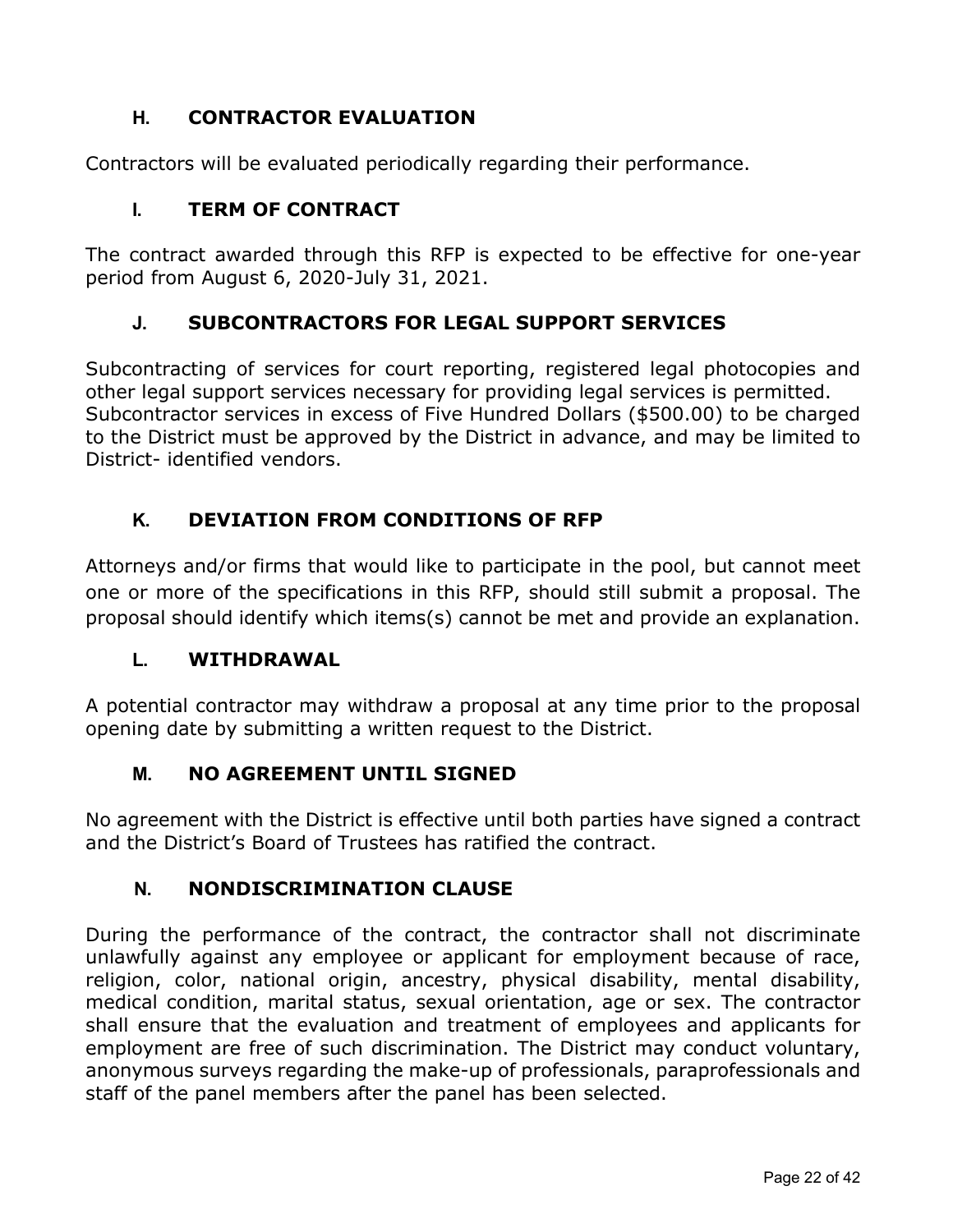### H. CONTRACTOR EVALUATION

Contractors will be evaluated periodically regarding their performance.

### I. TERM OF CONTRACT

The contract awarded through this RFP is expected to be effective for one-year period from August 6, 2020-July 31, 2021.

### J. SUBCONTRACTORS FOR LEGAL SUPPORT SERVICES

Subcontracting of services for court reporting, registered legal photocopies and other legal support services necessary for providing legal services is permitted. Subcontractor services in excess of Five Hundred Dollars ($500.00) to be charged to the District must be approved by the District in advance, and may be limited to District- identified vendors.

### K. DEVIATION FROM CONDITIONS OF RFP

Attorneys and/or firms that would like to participate in the pool, but cannot meet one or more of the specifications in this RFP, should still submit a proposal. The proposal should identify which items(s) cannot be met and provide an explanation.

### L. WITHDRAWAL

A potential contractor may withdraw a proposal at any time prior to the proposal opening date by submitting a written request to the District.

### M. NO AGREEMENT UNTIL SIGNED

No agreement with the District is effective until both parties have signed a contract and the District's Board of Trustees has ratified the contract.

### N. NONDISCRIMINATION CLAUSE

During the performance of the contract, the contractor shall not discriminate unlawfully against any employee or applicant for employment because of race, religion, color, national origin, ancestry, physical disability, mental disability, medical condition, marital status, sexual orientation, age or sex. The contractor shall ensure that the evaluation and treatment of employees and applicants for employment are free of such discrimination. The District may conduct voluntary, anonymous surveys regarding the make-up of professionals, paraprofessionals and staff of the panel members after the panel has been selected.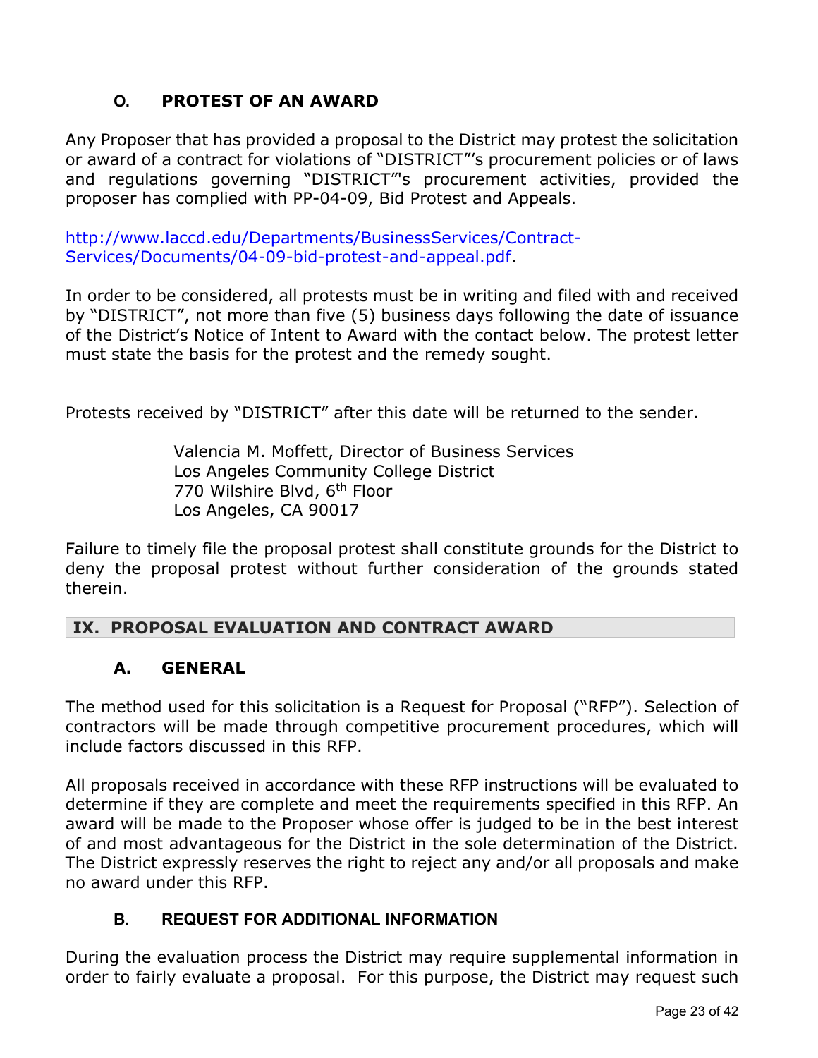### O. PROTEST OF AN AWARD

Any Proposer that has provided a proposal to the District may protest the solicitation or award of a contract for violations of "DISTRICT"'s procurement policies or of laws and regulations governing "DISTRICT"'s procurement activities, provided the proposer has complied with PP-04-09, Bid Protest and Appeals.

http://www.laccd.edu/Departments/BusinessServices/Contract-Services/Documents/04-09-bid-protest-and-appeal.pdf.

In order to be considered, all protests must be in writing and filed with and received by "DISTRICT", not more than five (5) business days following the date of issuance of the District's Notice of Intent to Award with the contact below. The protest letter must state the basis for the protest and the remedy sought.

Protests received by "DISTRICT" after this date will be returned to the sender.

Valencia M. Moffett, Director of Business Services
Los Angeles Community College District
770 Wilshire Blvd, 6th Floor
Los Angeles, CA 90017

Failure to timely file the proposal protest shall constitute grounds for the District to deny the proposal protest without further consideration of the grounds stated therein.

## IX. PROPOSAL EVALUATION AND CONTRACT AWARD

### A. GENERAL

The method used for this solicitation is a Request for Proposal ("RFP"). Selection of contractors will be made through competitive procurement procedures, which will include factors discussed in this RFP.

All proposals received in accordance with these RFP instructions will be evaluated to determine if they are complete and meet the requirements specified in this RFP. An award will be made to the Proposer whose offer is judged to be in the best interest of and most advantageous for the District in the sole determination of the District. The District expressly reserves the right to reject any and/or all proposals and make no award under this RFP.

### B. REQUEST FOR ADDITIONAL INFORMATION

During the evaluation process the District may require supplemental information in order to fairly evaluate a proposal. For this purpose, the District may request such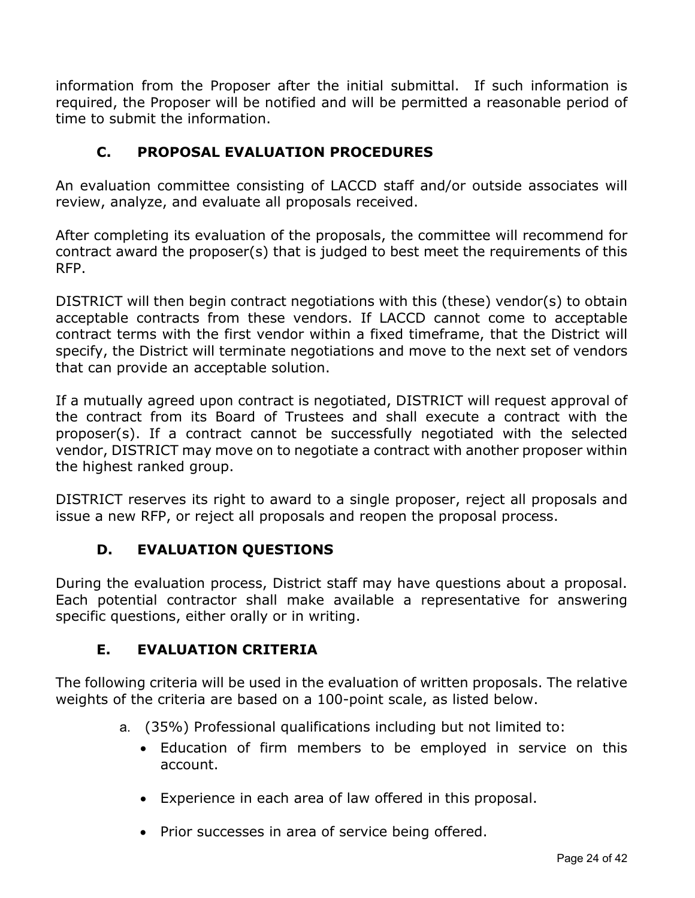information from the Proposer after the initial submittal. If such information is required, the Proposer will be notified and will be permitted a reasonable period of time to submit the information.

### C. PROPOSAL EVALUATION PROCEDURES

An evaluation committee consisting of LACCD staff and/or outside associates will review, analyze, and evaluate all proposals received.

After completing its evaluation of the proposals, the committee will recommend for contract award the proposer(s) that is judged to best meet the requirements of this RFP.

DISTRICT will then begin contract negotiations with this (these) vendor(s) to obtain acceptable contracts from these vendors. If LACCD cannot come to acceptable contract terms with the first vendor within a fixed timeframe, that the District will specify, the District will terminate negotiations and move to the next set of vendors that can provide an acceptable solution.

If a mutually agreed upon contract is negotiated, DISTRICT will request approval of the contract from its Board of Trustees and shall execute a contract with the proposer(s). If a contract cannot be successfully negotiated with the selected vendor, DISTRICT may move on to negotiate a contract with another proposer within the highest ranked group.

DISTRICT reserves its right to award to a single proposer, reject all proposals and issue a new RFP, or reject all proposals and reopen the proposal process.

### D. EVALUATION QUESTIONS

During the evaluation process, District staff may have questions about a proposal. Each potential contractor shall make available a representative for answering specific questions, either orally or in writing.

### E. EVALUATION CRITERIA

The following criteria will be used in the evaluation of written proposals. The relative weights of the criteria are based on a 100-point scale, as listed below.

a. (35%) Professional qualifications including but not limited to:
   - Education of firm members to be employed in service on this account.
   - Experience in each area of law offered in this proposal.
   - Prior successes in area of service being offered.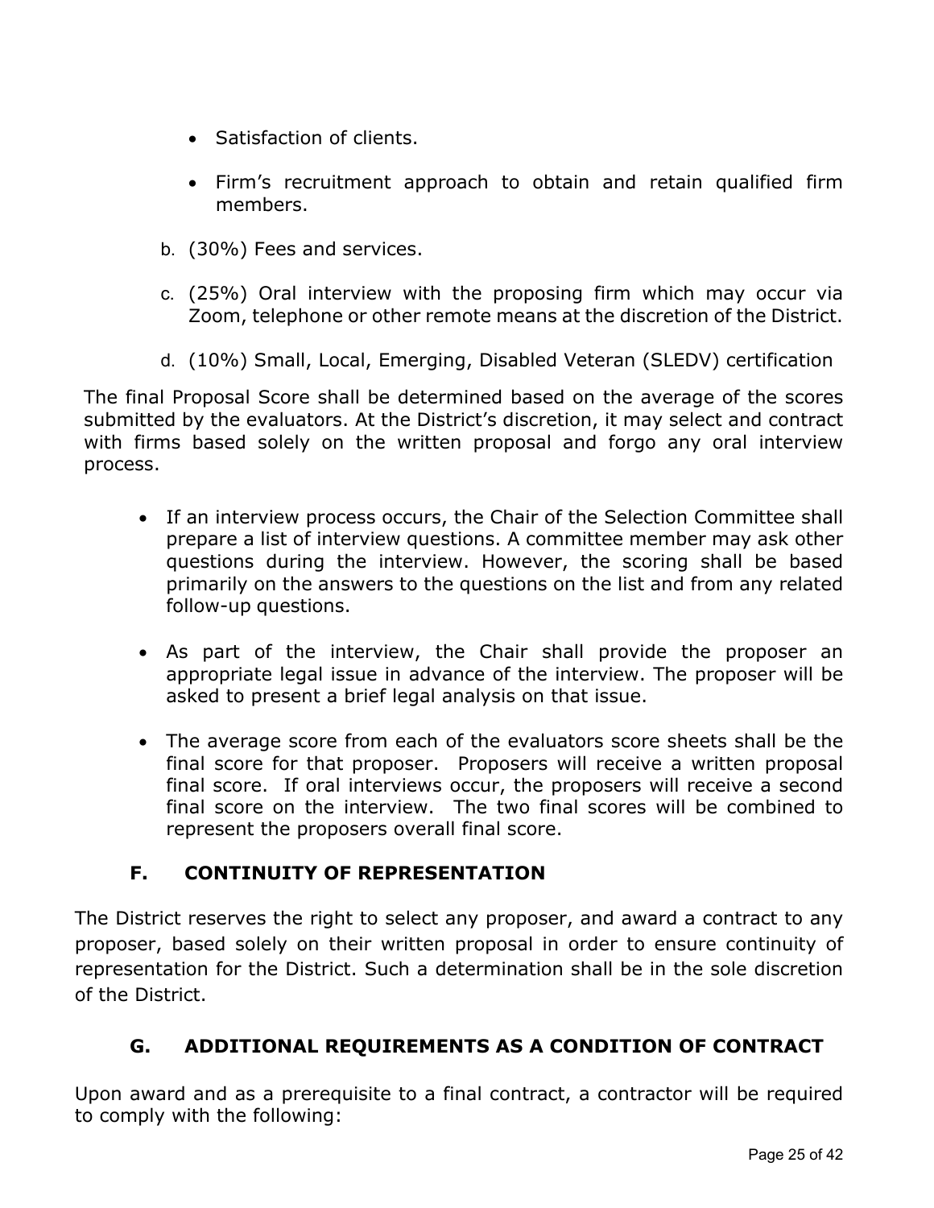- Satisfaction of clients.

- Firm's recruitment approach to obtain and retain qualified firm members.

b. (30%) Fees and services.

c. (25%) Oral interview with the proposing firm which may occur via Zoom, telephone or other remote means at the discretion of the District.

d. (10%) Small, Local, Emerging, Disabled Veteran (SLEDV) certification

The final Proposal Score shall be determined based on the average of the scores submitted by the evaluators. At the District's discretion, it may select and contract with firms based solely on the written proposal and forgo any oral interview process.

- If an interview process occurs, the Chair of the Selection Committee shall prepare a list of interview questions. A committee member may ask other questions during the interview. However, the scoring shall be based primarily on the answers to the questions on the list and from any related follow-up questions.

- As part of the interview, the Chair shall provide the proposer an appropriate legal issue in advance of the interview. The proposer will be asked to present a brief legal analysis on that issue.

- The average score from each of the evaluators score sheets shall be the final score for that proposer. Proposers will receive a written proposal final score. If oral interviews occur, the proposers will receive a second final score on the interview. The two final scores will be combined to represent the proposers overall final score.

## F. CONTINUITY OF REPRESENTATION

The District reserves the right to select any proposer, and award a contract to any proposer, based solely on their written proposal in order to ensure continuity of representation for the District. Such a determination shall be in the sole discretion of the District.

## G. ADDITIONAL REQUIREMENTS AS A CONDITION OF CONTRACT

Upon award and as a prerequisite to a final contract, a contractor will be required to comply with the following: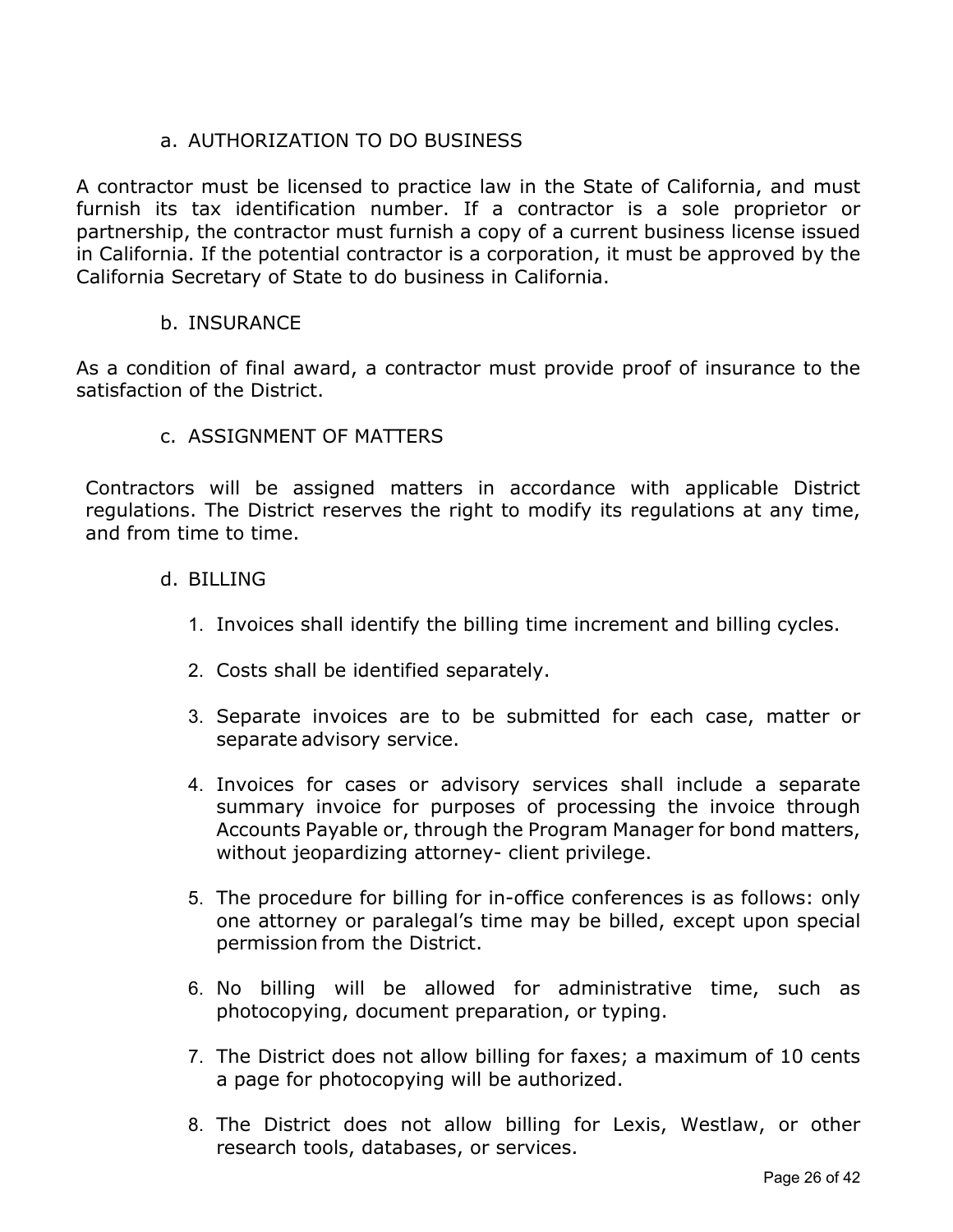### a. AUTHORIZATION TO DO BUSINESS

A contractor must be licensed to practice law in the State of California, and must furnish its tax identification number. If a contractor is a sole proprietor or partnership, the contractor must furnish a copy of a current business license issued in California. If the potential contractor is a corporation, it must be approved by the California Secretary of State to do business in California.

### b. INSURANCE

As a condition of final award, a contractor must provide proof of insurance to the satisfaction of the District.

### c. ASSIGNMENT OF MATTERS

Contractors will be assigned matters in accordance with applicable District regulations. The District reserves the right to modify its regulations at any time, and from time to time.

### d. BILLING

1. Invoices shall identify the billing time increment and billing cycles.

2. Costs shall be identified separately.

3. Separate invoices are to be submitted for each case, matter or separate advisory service.

4. Invoices for cases or advisory services shall include a separate summary invoice for purposes of processing the invoice through Accounts Payable or, through the Program Manager for bond matters, without jeopardizing attorney- client privilege.

5. The procedure for billing for in-office conferences is as follows: only one attorney or paralegal's time may be billed, except upon special permission from the District.

6. No billing will be allowed for administrative time, such as photocopying, document preparation, or typing.

7. The District does not allow billing for faxes; a maximum of 10 cents a page for photocopying will be authorized.

8. The District does not allow billing for Lexis, Westlaw, or other research tools, databases, or services.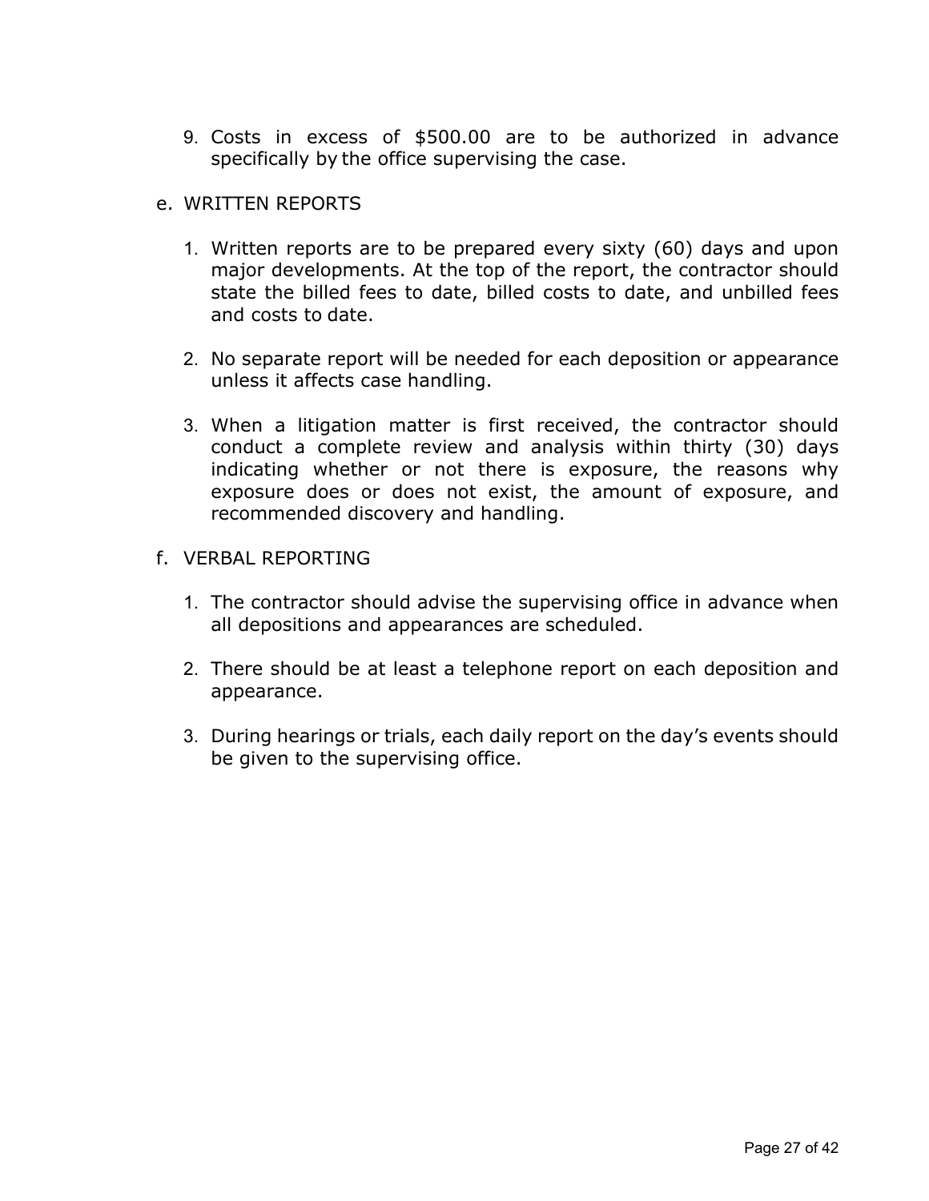9. Costs in excess of $500.00 are to be authorized in advance specifically by the office supervising the case.

e. WRITTEN REPORTS

   1. Written reports are to be prepared every sixty (60) days and upon major developments. At the top of the report, the contractor should state the billed fees to date, billed costs to date, and unbilled fees and costs to date.

   2. No separate report will be needed for each deposition or appearance unless it affects case handling.

   3. When a litigation matter is first received, the contractor should conduct a complete review and analysis within thirty (30) days indicating whether or not there is exposure, the reasons why exposure does or does not exist, the amount of exposure, and recommended discovery and handling.

f. VERBAL REPORTING

   1. The contractor should advise the supervising office in advance when all depositions and appearances are scheduled.

   2. There should be at least a telephone report on each deposition and appearance.

   3. During hearings or trials, each daily report on the day's events should be given to the supervising office.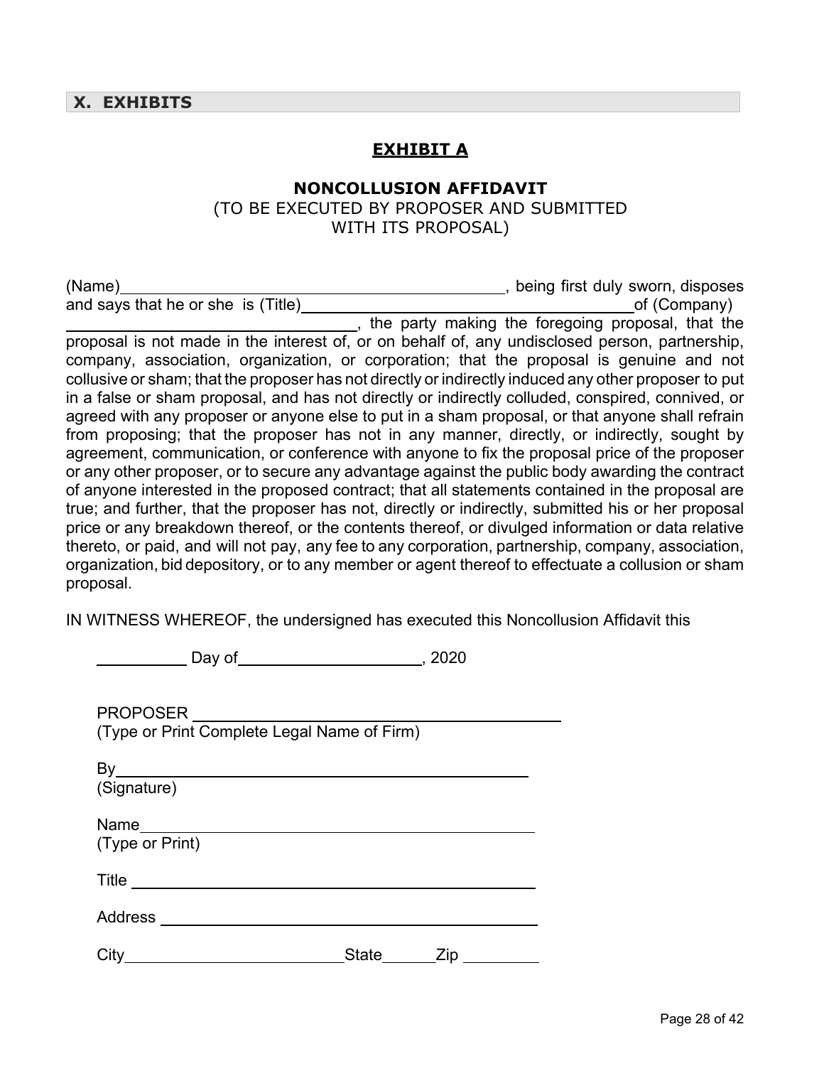## X. EXHIBITS

### EXHIBIT A

**NONCOLLUSION AFFIDAVIT**
(TO BE EXECUTED BY PROPOSER AND SUBMITTED WITH ITS PROPOSAL)

(Name)\_\_\_\_\_\_\_\_\_\_\_\_\_\_\_\_\_\_\_\_\_\_\_\_\_\_\_\_\_\_\_\_\_\_\_\_\_\_\_\_\_\_\_\_, being first duly sworn, disposes and says that he or she is (Title)\_\_\_\_\_\_\_\_\_\_\_\_\_\_\_\_\_\_\_\_\_\_\_\_\_\_\_\_\_\_\_\_\_\_\_\_\_\_of (Company) \_\_\_\_\_\_\_\_\_\_\_\_\_\_\_\_\_\_\_\_\_\_\_\_\_\_\_\_\_\_\_\_, the party making the foregoing proposal, that the proposal is not made in the interest of, or on behalf of, any undisclosed person, partnership, company, association, organization, or corporation; that the proposal is genuine and not collusive or sham; that the proposer has not directly or indirectly induced any other proposer to put in a false or sham proposal, and has not directly or indirectly colluded, conspired, connived, or agreed with any proposer or anyone else to put in a sham proposal, or that anyone shall refrain from proposing; that the proposer has not in any manner, directly, or indirectly, sought by agreement, communication, or conference with anyone to fix the proposal price of the proposer or any other proposer, or to secure any advantage against the public body awarding the contract of anyone interested in the proposed contract; that all statements contained in the proposal are true; and further, that the proposer has not, directly or indirectly, submitted his or her proposal price or any breakdown thereof, or the contents thereof, or divulged information or data relative thereto, or paid, and will not pay, any fee to any corporation, partnership, company, association, organization, bid depository, or to any member or agent thereof to effectuate a collusion or sham proposal.

IN WITNESS WHEREOF, the undersigned has executed this Noncollusion Affidavit this

\_\_\_\_\_\_\_\_\_\_ Day of\_\_\_\_\_\_\_\_\_\_\_\_\_\_\_\_\_\_\_\_, 2020

PROPOSER \_\_\_\_\_\_\_\_\_\_\_\_\_\_\_\_\_\_\_\_\_\_\_\_\_\_\_\_\_\_\_\_\_\_\_\_\_\_\_\_
(Type or Print Complete Legal Name of Firm)

By\_\_\_\_\_\_\_\_\_\_\_\_\_\_\_\_\_\_\_\_\_\_\_\_\_\_\_\_\_\_\_\_\_\_\_\_\_\_\_\_\_\_\_\_\_\_
(Signature)

Name\_\_\_\_\_\_\_\_\_\_\_\_\_\_\_\_\_\_\_\_\_\_\_\_\_\_\_\_\_\_\_\_\_\_\_\_\_\_\_\_\_\_\_\_
(Type or Print)

Title \_\_\_\_\_\_\_\_\_\_\_\_\_\_\_\_\_\_\_\_\_\_\_\_\_\_\_\_\_\_\_\_\_\_\_\_\_\_\_\_\_\_\_\_

Address \_\_\_\_\_\_\_\_\_\_\_\_\_\_\_\_\_\_\_\_\_\_\_\_\_\_\_\_\_\_\_\_\_\_\_\_\_\_\_\_\_

City\_\_\_\_\_\_\_\_\_\_\_\_\_\_\_\_\_\_\_\_\_\_\_\_\_\_State\_\_\_\_\_\_Zip \_\_\_\_\_\_\_\_\_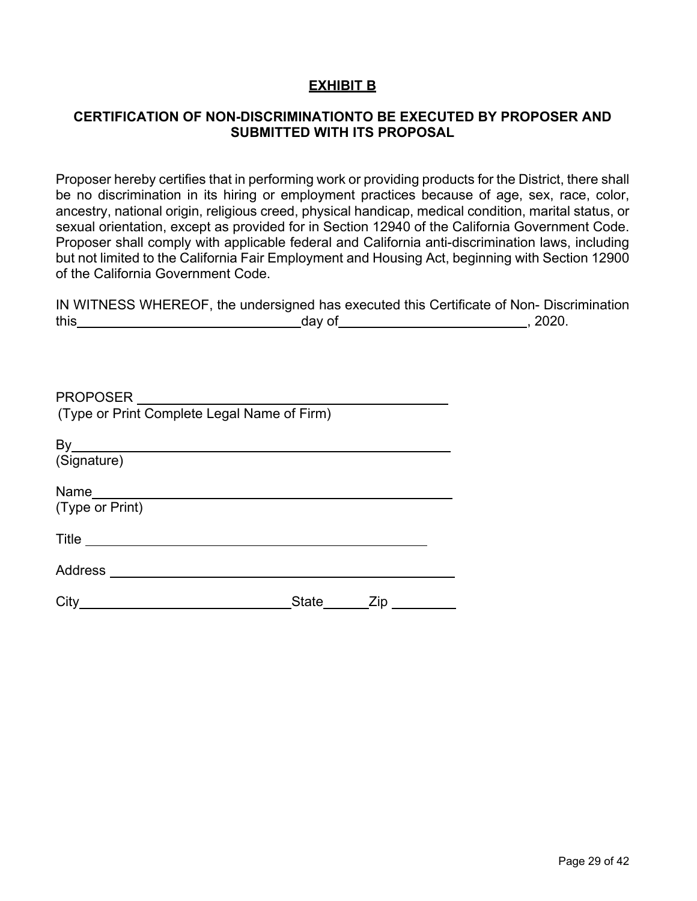# **EXHIBIT B**

## CERTIFICATION OF NON-DISCRIMINATIONTO BE EXECUTED BY PROPOSER AND SUBMITTED WITH ITS PROPOSAL

Proposer hereby certifies that in performing work or providing products for the District, there shall be no discrimination in its hiring or employment practices because of age, sex, race, color, ancestry, national origin, religious creed, physical handicap, medical condition, marital status, or sexual orientation, except as provided for in Section 12940 of the California Government Code. Proposer shall comply with applicable federal and California anti-discrimination laws, including but not limited to the California Fair Employment and Housing Act, beginning with Section 12900 of the California Government Code.

IN WITNESS WHEREOF, the undersigned has executed this Certificate of Non- Discrimination this ______________________________ day of ________________________, 2020.

PROPOSER ____________________________________________
(Type or Print Complete Legal Name of Firm)

By ____________________________________________________
(Signature)

Name __________________________________________________
(Type or Print)

Title ________________________________________________

Address ______________________________________________

City ____________________________ State ______ Zip _________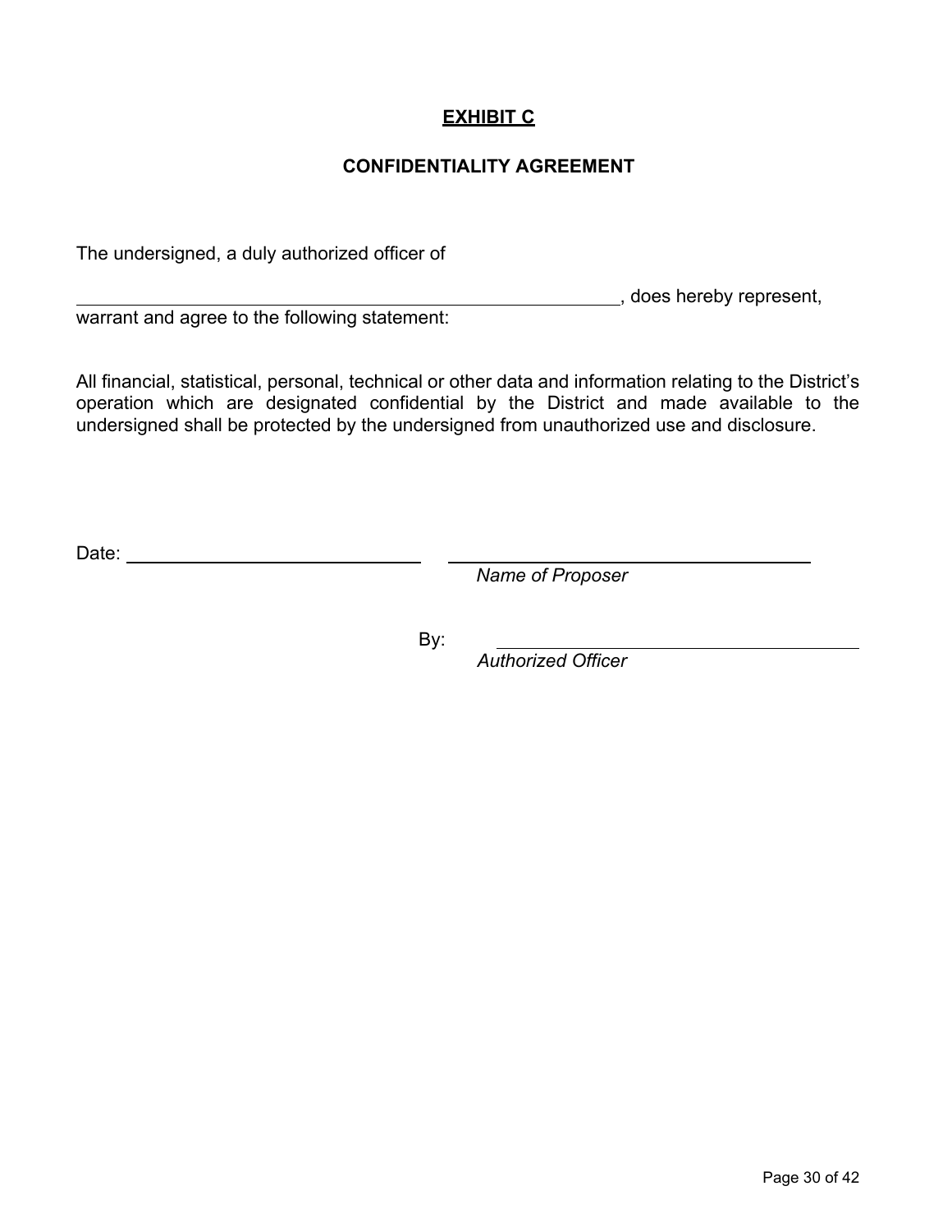# **EXHIBIT C**

## **CONFIDENTIALITY AGREEMENT**

The undersigned, a duly authorized officer of

\_\_\_\_\_\_\_\_\_\_\_\_\_\_\_\_\_\_\_\_\_\_\_\_\_\_\_\_\_\_\_\_\_\_\_\_\_\_\_\_\_\_\_\_\_\_\_\_\_\_\_\_\_\_, does hereby represent, warrant and agree to the following statement:

All financial, statistical, personal, technical or other data and information relating to the District's operation which are designated confidential by the District and made available to the undersigned shall be protected by the undersigned from unauthorized use and disclosure.

Date: \_\_\_\_\_\_\_\_\_\_\_\_\_\_\_\_\_\_\_\_\_\_\_\_\_\_\_\_\_\_ \_\_\_\_\_\_\_\_\_\_\_\_\_\_\_\_\_\_\_\_\_\_\_\_\_\_\_\_\_\_\_\_\_\_\_\_\_\_\_\_

*Name of Proposer*

By: \_\_\_\_\_\_\_\_\_\_\_\_\_\_\_\_\_\_\_\_\_\_\_\_\_\_\_\_\_\_\_\_\_\_\_\_\_\_\_\_

*Authorized Officer*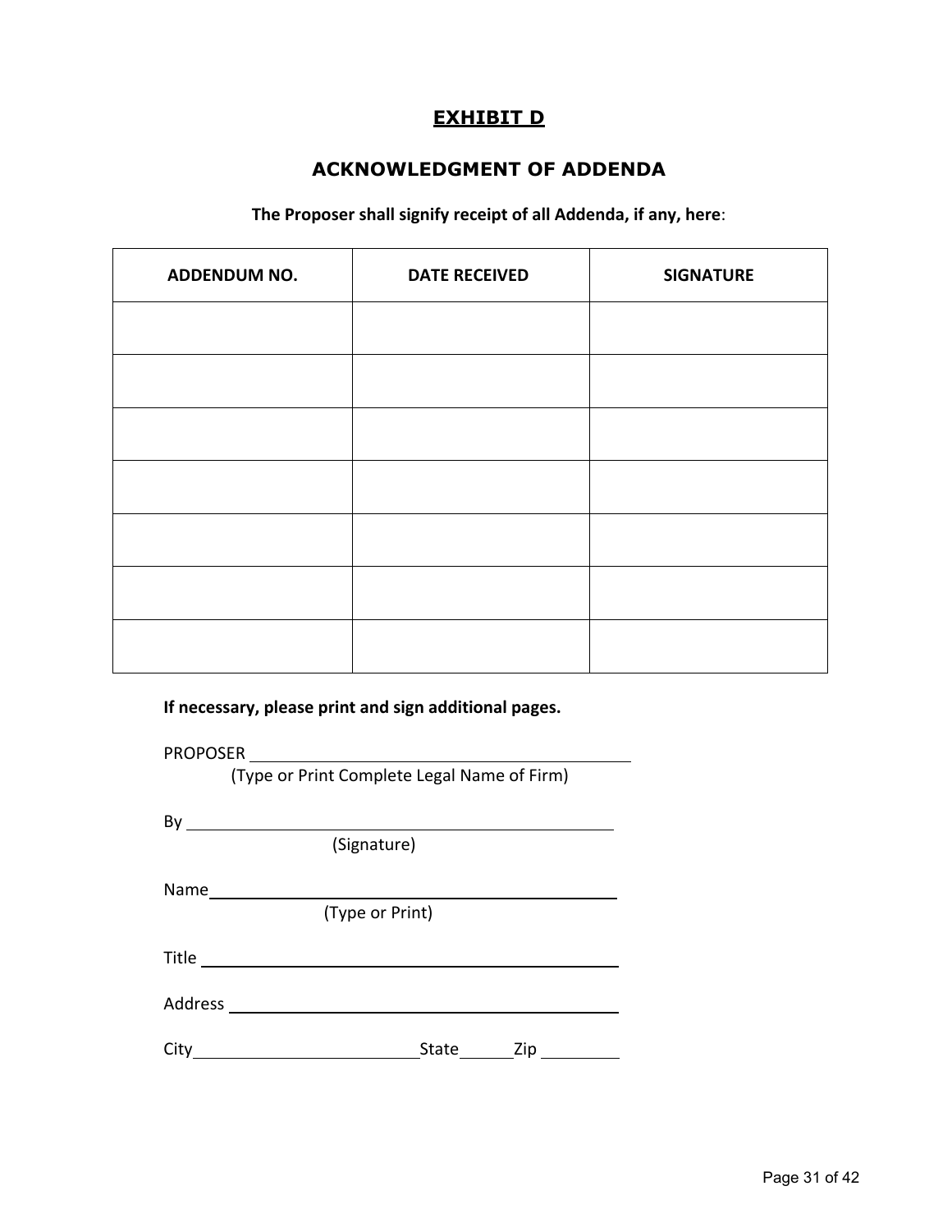# EXHIBIT D

## ACKNOWLEDGMENT OF ADDENDA

**The Proposer shall signify receipt of all Addenda, if any, here**:

| ADDENDUM NO. | DATE RECEIVED | SIGNATURE |
|---|---|---|
| | | |
| | | |
| | | |
| | | |
| | | |
| | | |
| | | |

**If necessary, please print and sign additional pages.**

PROPOSER ____________________________________________
(Type or Print Complete Legal Name of Firm)

By ____________________________________________
(Signature)

Name ____________________________________________
(Type or Print)

Title ____________________________________________

Address ____________________________________________

City ________________________ State ______ Zip _________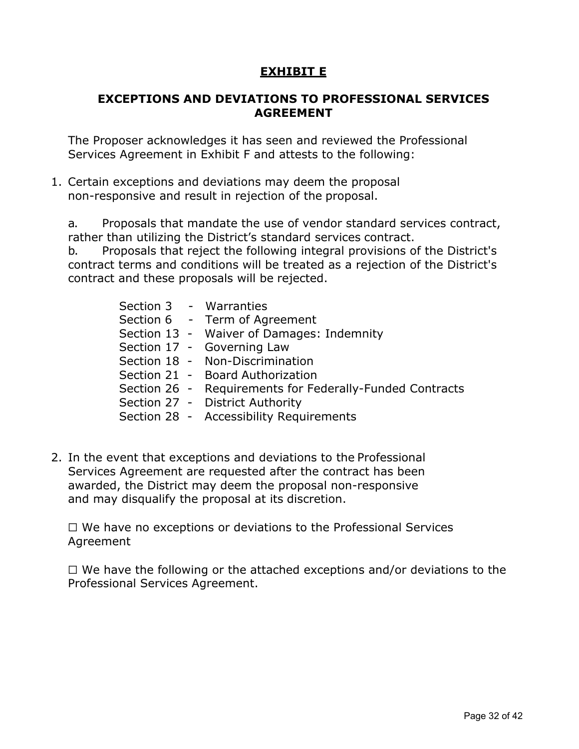# EXHIBIT E

## EXCEPTIONS AND DEVIATIONS TO PROFESSIONAL SERVICES AGREEMENT

The Proposer acknowledges it has seen and reviewed the Professional Services Agreement in Exhibit F and attests to the following:

1. Certain exceptions and deviations may deem the proposal non-responsive and result in rejection of the proposal.

   a. Proposals that mandate the use of vendor standard services contract, rather than utilizing the District's standard services contract.
   b. Proposals that reject the following integral provisions of the District's contract terms and conditions will be treated as a rejection of the District's contract and these proposals will be rejected.

   - Section 3 - Warranties
   - Section 6 - Term of Agreement
   - Section 13 - Waiver of Damages: Indemnity
   - Section 17 - Governing Law
   - Section 18 - Non-Discrimination
   - Section 21 - Board Authorization
   - Section 26 - Requirements for Federally-Funded Contracts
   - Section 27 - District Authority
   - Section 28 - Accessibility Requirements

2. In the event that exceptions and deviations to the Professional Services Agreement are requested after the contract has been awarded, the District may deem the proposal non-responsive and may disqualify the proposal at its discretion.

   ☐ We have no exceptions or deviations to the Professional Services Agreement

   ☐ We have the following or the attached exceptions and/or deviations to the Professional Services Agreement.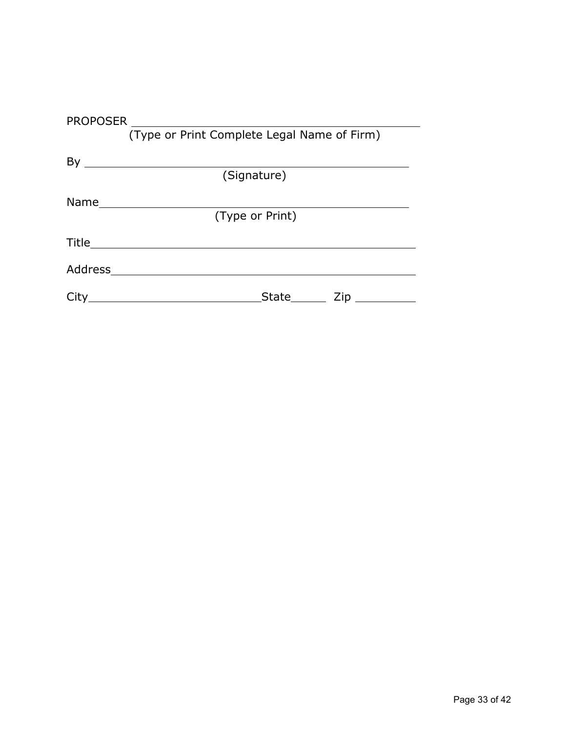PROPOSER ______________________________________________
(Type or Print Complete Legal Name of Firm)

By ___________________________________________________
(Signature)

Name _________________________________________________
(Type or Print)

Title _________________________________________________

Address _______________________________________________

City ___________________________ State ______ Zip __________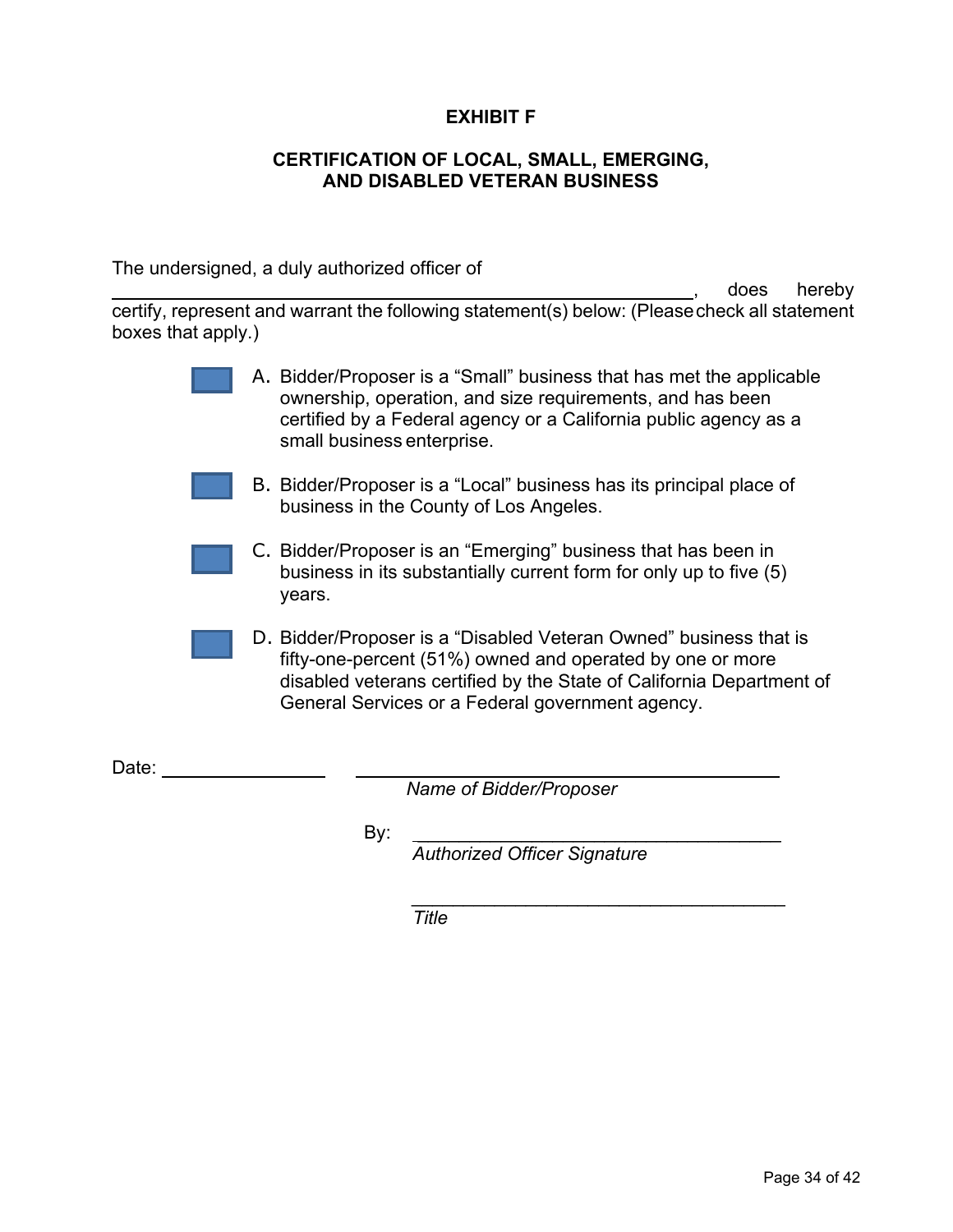# EXHIBIT F

## CERTIFICATION OF LOCAL, SMALL, EMERGING, AND DISABLED VETERAN BUSINESS

The undersigned, a duly authorized officer of ____________________________________________, does hereby certify, represent and warrant the following statement(s) below: (Please check all statement boxes that apply.)

- ☐ A. Bidder/Proposer is a “Small” business that has met the applicable ownership, operation, and size requirements, and has been certified by a Federal agency or a California public agency as a small business enterprise.

- ☐ B. Bidder/Proposer is a “Local” business has its principal place of business in the County of Los Angeles.

- ☐ C. Bidder/Proposer is an “Emerging” business that has been in business in its substantially current form for only up to five (5) years.

- ☐ D. Bidder/Proposer is a “Disabled Veteran Owned” business that is fifty-one-percent (51%) owned and operated by one or more disabled veterans certified by the State of California Department of General Services or a Federal government agency.

Date: ____________________

____________________________________
*Name of Bidder/Proposer*

By: ____________________________________
*Authorized Officer Signature*

____________________________________
*Title*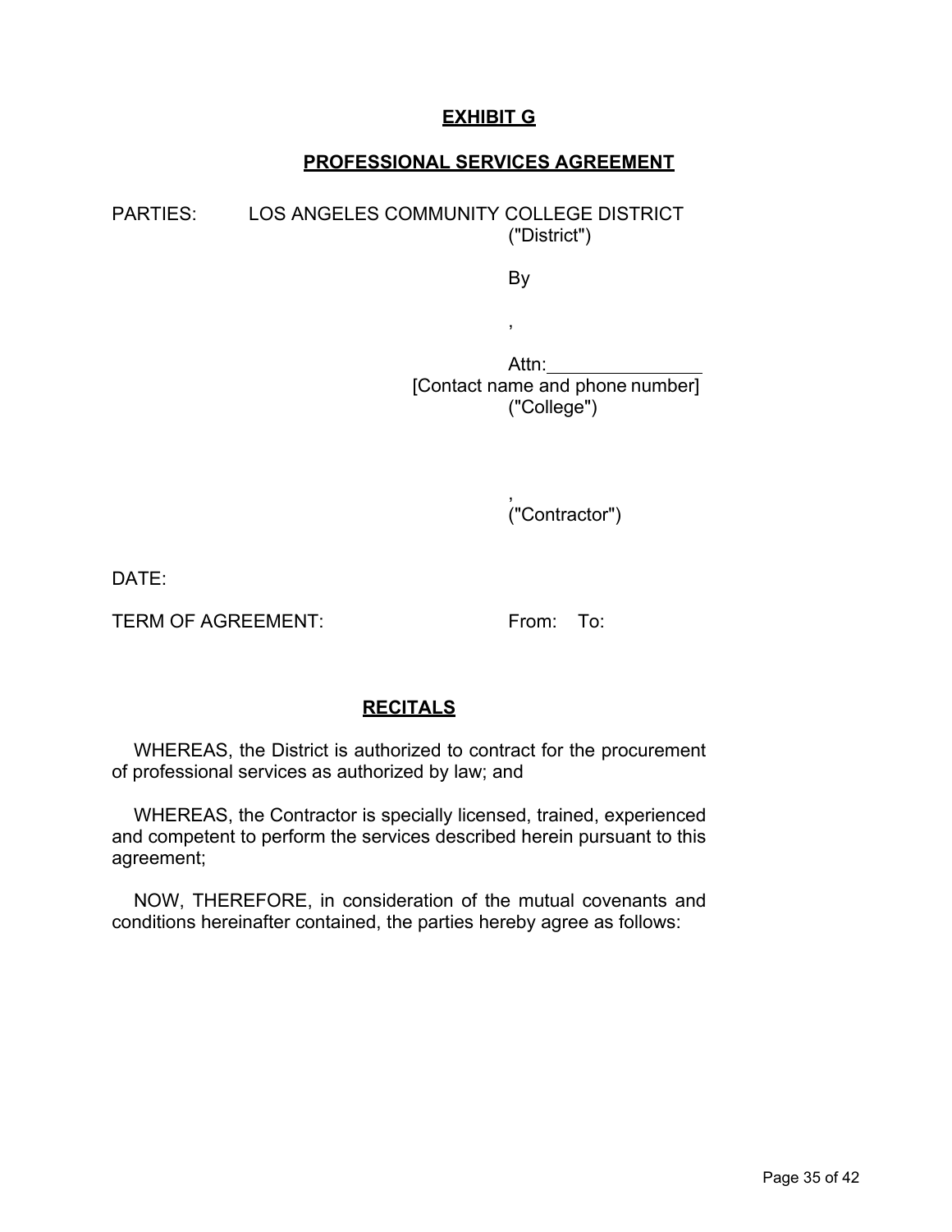**EXHIBIT G**

**PROFESSIONAL SERVICES AGREEMENT**

PARTIES: LOS ANGELES COMMUNITY COLLEGE DISTRICT
("District")

By

,

Attn:______________
[Contact name and phone number]
("College")

,
("Contractor")

DATE:

TERM OF AGREEMENT: From: To:

**RECITALS**

WHEREAS, the District is authorized to contract for the procurement of professional services as authorized by law; and

WHEREAS, the Contractor is specially licensed, trained, experienced and competent to perform the services described herein pursuant to this agreement;

NOW, THEREFORE, in consideration of the mutual covenants and conditions hereinafter contained, the parties hereby agree as follows: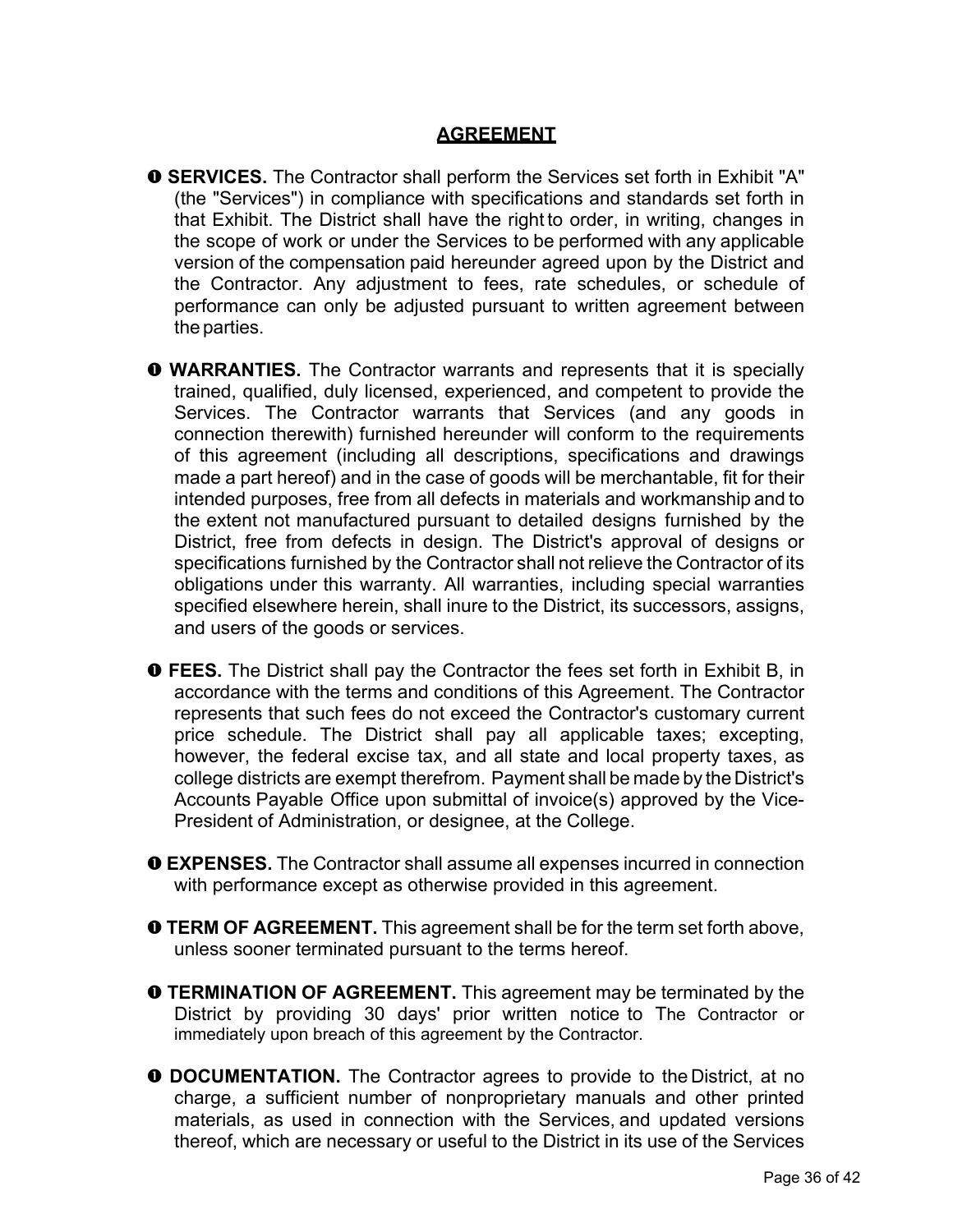## AGREEMENT

- **SERVICES.** The Contractor shall perform the Services set forth in Exhibit "A" (the "Services") in compliance with specifications and standards set forth in that Exhibit. The District shall have the right to order, in writing, changes in the scope of work or under the Services to be performed with any applicable version of the compensation paid hereunder agreed upon by the District and the Contractor. Any adjustment to fees, rate schedules, or schedule of performance can only be adjusted pursuant to written agreement between the parties.

- **WARRANTIES.** The Contractor warrants and represents that it is specially trained, qualified, duly licensed, experienced, and competent to provide the Services. The Contractor warrants that Services (and any goods in connection therewith) furnished hereunder will conform to the requirements of this agreement (including all descriptions, specifications and drawings made a part hereof) and in the case of goods will be merchantable, fit for their intended purposes, free from all defects in materials and workmanship and to the extent not manufactured pursuant to detailed designs furnished by the District, free from defects in design. The District's approval of designs or specifications furnished by the Contractor shall not relieve the Contractor of its obligations under this warranty. All warranties, including special warranties specified elsewhere herein, shall inure to the District, its successors, assigns, and users of the goods or services.

- **FEES.** The District shall pay the Contractor the fees set forth in Exhibit B, in accordance with the terms and conditions of this Agreement. The Contractor represents that such fees do not exceed the Contractor's customary current price schedule. The District shall pay all applicable taxes; excepting, however, the federal excise tax, and all state and local property taxes, as college districts are exempt therefrom. Payment shall be made by the District's Accounts Payable Office upon submittal of invoice(s) approved by the Vice-President of Administration, or designee, at the College.

- **EXPENSES.** The Contractor shall assume all expenses incurred in connection with performance except as otherwise provided in this agreement.

- **TERM OF AGREEMENT.** This agreement shall be for the term set forth above, unless sooner terminated pursuant to the terms hereof.

- **TERMINATION OF AGREEMENT.** This agreement may be terminated by the District by providing 30 days' prior written notice to The Contractor or immediately upon breach of this agreement by the Contractor.

- **DOCUMENTATION.** The Contractor agrees to provide to the District, at no charge, a sufficient number of nonproprietary manuals and other printed materials, as used in connection with the Services, and updated versions thereof, which are necessary or useful to the District in its use of the Services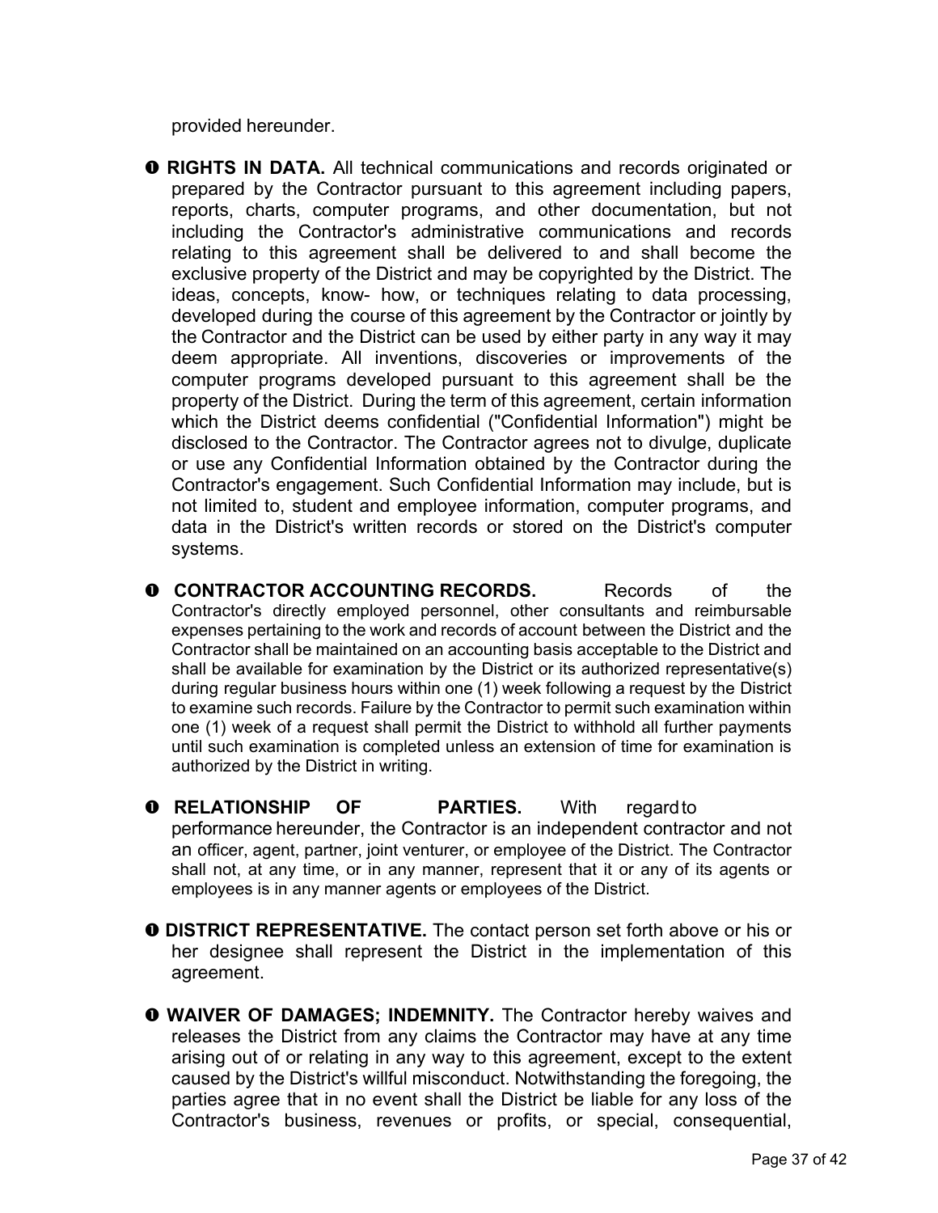provided hereunder.

- **RIGHTS IN DATA.** All technical communications and records originated or prepared by the Contractor pursuant to this agreement including papers, reports, charts, computer programs, and other documentation, but not including the Contractor's administrative communications and records relating to this agreement shall be delivered to and shall become the exclusive property of the District and may be copyrighted by the District. The ideas, concepts, know- how, or techniques relating to data processing, developed during the course of this agreement by the Contractor or jointly by the Contractor and the District can be used by either party in any way it may deem appropriate. All inventions, discoveries or improvements of the computer programs developed pursuant to this agreement shall be the property of the District. During the term of this agreement, certain information which the District deems confidential ("Confidential Information") might be disclosed to the Contractor. The Contractor agrees not to divulge, duplicate or use any Confidential Information obtained by the Contractor during the Contractor's engagement. Such Confidential Information may include, but is not limited to, student and employee information, computer programs, and data in the District's written records or stored on the District's computer systems.

- **CONTRACTOR ACCOUNTING RECORDS.** Records of the Contractor's directly employed personnel, other consultants and reimbursable expenses pertaining to the work and records of account between the District and the Contractor shall be maintained on an accounting basis acceptable to the District and shall be available for examination by the District or its authorized representative(s) during regular business hours within one (1) week following a request by the District to examine such records. Failure by the Contractor to permit such examination within one (1) week of a request shall permit the District to withhold all further payments until such examination is completed unless an extension of time for examination is authorized by the District in writing.

- **RELATIONSHIP OF PARTIES.** With regard to performance hereunder, the Contractor is an independent contractor and not an officer, agent, partner, joint venturer, or employee of the District. The Contractor shall not, at any time, or in any manner, represent that it or any of its agents or employees is in any manner agents or employees of the District.

- **DISTRICT REPRESENTATIVE.** The contact person set forth above or his or her designee shall represent the District in the implementation of this agreement.

- **WAIVER OF DAMAGES; INDEMNITY.** The Contractor hereby waives and releases the District from any claims the Contractor may have at any time arising out of or relating in any way to this agreement, except to the extent caused by the District's willful misconduct. Notwithstanding the foregoing, the parties agree that in no event shall the District be liable for any loss of the Contractor's business, revenues or profits, or special, consequential,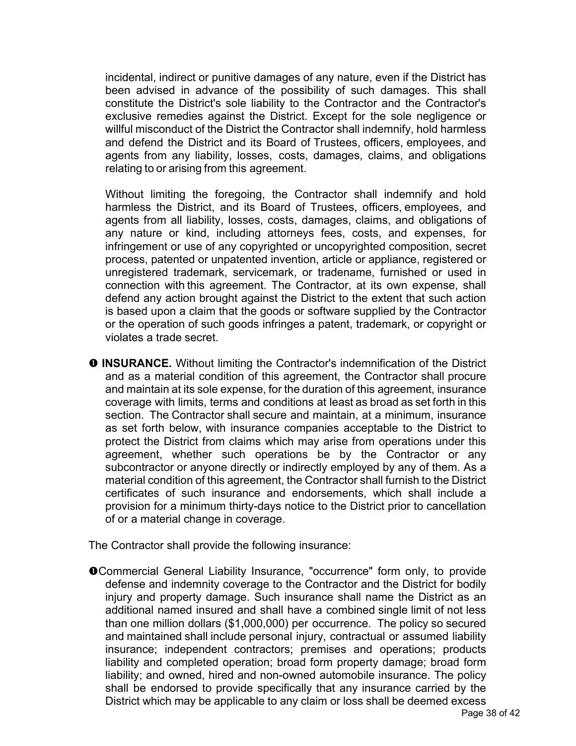incidental, indirect or punitive damages of any nature, even if the District has been advised in advance of the possibility of such damages. This shall constitute the District's sole liability to the Contractor and the Contractor's exclusive remedies against the District. Except for the sole negligence or willful misconduct of the District the Contractor shall indemnify, hold harmless and defend the District and its Board of Trustees, officers, employees, and agents from any liability, losses, costs, damages, claims, and obligations relating to or arising from this agreement.

Without limiting the foregoing, the Contractor shall indemnify and hold harmless the District, and its Board of Trustees, officers, employees, and agents from all liability, losses, costs, damages, claims, and obligations of any nature or kind, including attorneys fees, costs, and expenses, for infringement or use of any copyrighted or uncopyrighted composition, secret process, patented or unpatented invention, article or appliance, registered or unregistered trademark, servicemark, or tradename, furnished or used in connection with this agreement. The Contractor, at its own expense, shall defend any action brought against the District to the extent that such action is based upon a claim that the goods or software supplied by the Contractor or the operation of such goods infringes a patent, trademark, or copyright or violates a trade secret.

➊ **INSURANCE.** Without limiting the Contractor's indemnification of the District and as a material condition of this agreement, the Contractor shall procure and maintain at its sole expense, for the duration of this agreement, insurance coverage with limits, terms and conditions at least as broad as set forth in this section. The Contractor shall secure and maintain, at a minimum, insurance as set forth below, with insurance companies acceptable to the District to protect the District from claims which may arise from operations under this agreement, whether such operations be by the Contractor or any subcontractor or anyone directly or indirectly employed by any of them. As a material condition of this agreement, the Contractor shall furnish to the District certificates of such insurance and endorsements, which shall include a provision for a minimum thirty-days notice to the District prior to cancellation of or a material change in coverage.

The Contractor shall provide the following insurance:

➊Commercial General Liability Insurance, "occurrence" form only, to provide defense and indemnity coverage to the Contractor and the District for bodily injury and property damage. Such insurance shall name the District as an additional named insured and shall have a combined single limit of not less than one million dollars ($1,000,000) per occurrence. The policy so secured and maintained shall include personal injury, contractual or assumed liability insurance; independent contractors; premises and operations; products liability and completed operation; broad form property damage; broad form liability; and owned, hired and non-owned automobile insurance. The policy shall be endorsed to provide specifically that any insurance carried by the District which may be applicable to any claim or loss shall be deemed excess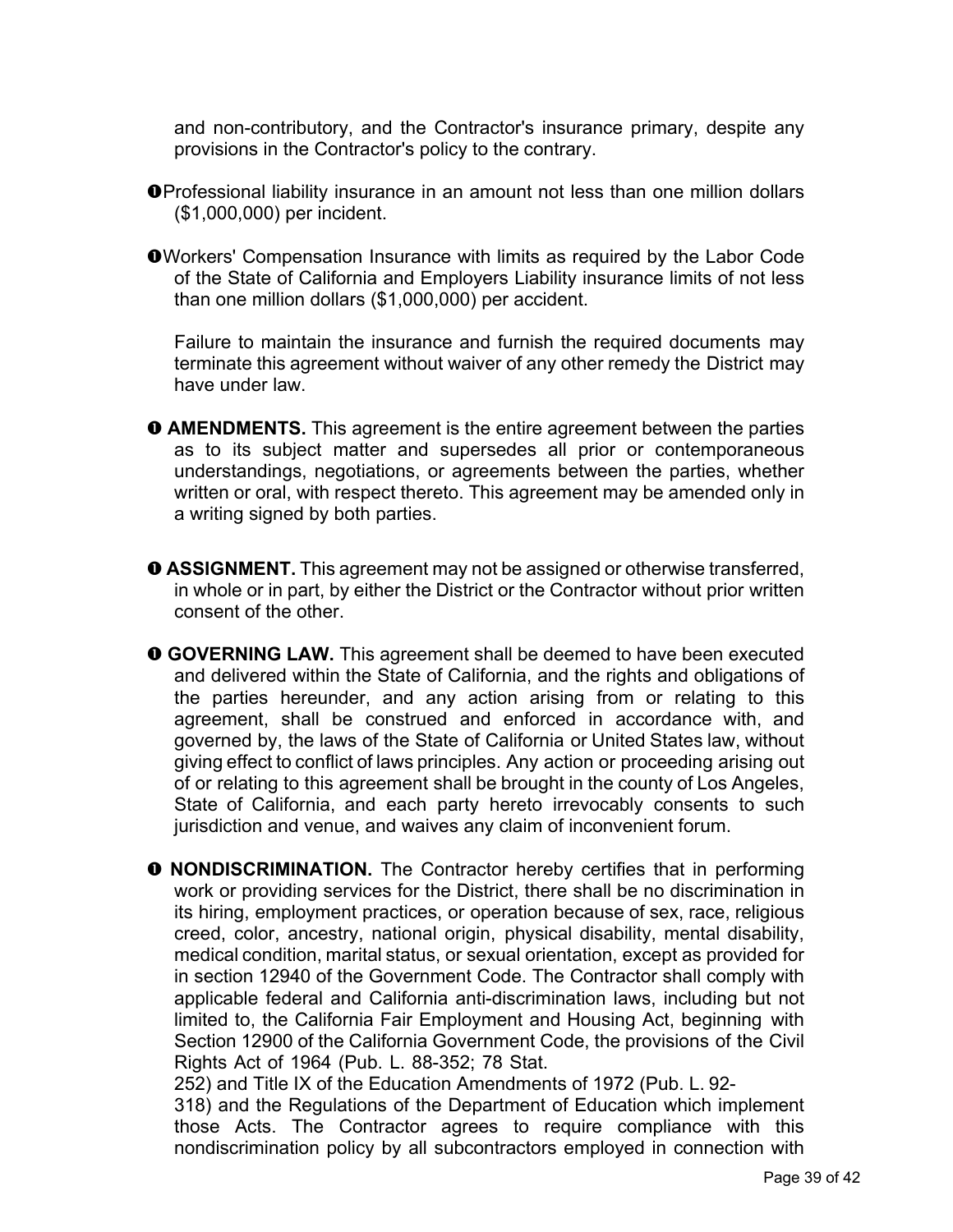and non-contributory, and the Contractor's insurance primary, despite any provisions in the Contractor's policy to the contrary.

➊Professional liability insurance in an amount not less than one million dollars ($1,000,000) per incident.

➊Workers' Compensation Insurance with limits as required by the Labor Code of the State of California and Employers Liability insurance limits of not less than one million dollars ($1,000,000) per accident.

Failure to maintain the insurance and furnish the required documents may terminate this agreement without waiver of any other remedy the District may have under law.

➊ **AMENDMENTS.** This agreement is the entire agreement between the parties as to its subject matter and supersedes all prior or contemporaneous understandings, negotiations, or agreements between the parties, whether written or oral, with respect thereto. This agreement may be amended only in a writing signed by both parties.

➊ **ASSIGNMENT.** This agreement may not be assigned or otherwise transferred, in whole or in part, by either the District or the Contractor without prior written consent of the other.

➊ **GOVERNING LAW.** This agreement shall be deemed to have been executed and delivered within the State of California, and the rights and obligations of the parties hereunder, and any action arising from or relating to this agreement, shall be construed and enforced in accordance with, and governed by, the laws of the State of California or United States law, without giving effect to conflict of laws principles. Any action or proceeding arising out of or relating to this agreement shall be brought in the county of Los Angeles, State of California, and each party hereto irrevocably consents to such jurisdiction and venue, and waives any claim of inconvenient forum.

➊ **NONDISCRIMINATION.** The Contractor hereby certifies that in performing work or providing services for the District, there shall be no discrimination in its hiring, employment practices, or operation because of sex, race, religious creed, color, ancestry, national origin, physical disability, mental disability, medical condition, marital status, or sexual orientation, except as provided for in section 12940 of the Government Code. The Contractor shall comply with applicable federal and California anti-discrimination laws, including but not limited to, the California Fair Employment and Housing Act, beginning with Section 12900 of the California Government Code, the provisions of the Civil Rights Act of 1964 (Pub. L. 88-352; 78 Stat. 252) and Title IX of the Education Amendments of 1972 (Pub. L. 92-318) and the Regulations of the Department of Education which implement those Acts. The Contractor agrees to require compliance with this nondiscrimination policy by all subcontractors employed in connection with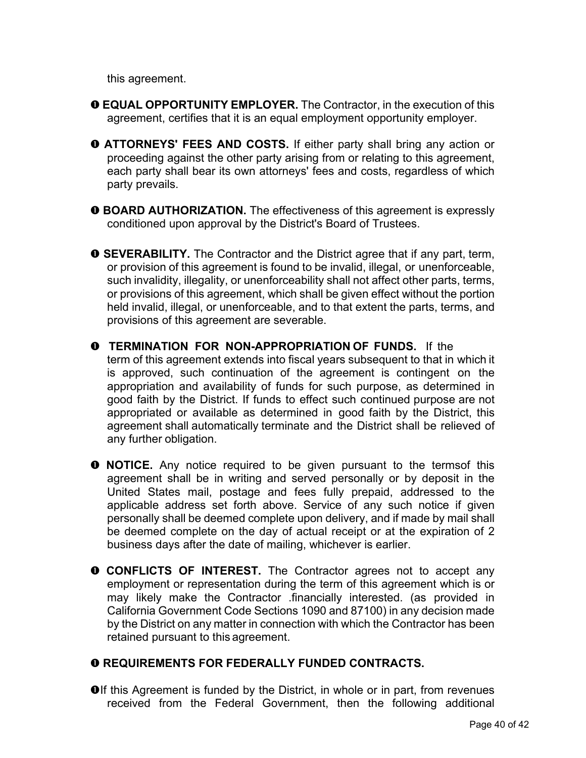this agreement.

➊ **EQUAL OPPORTUNITY EMPLOYER.** The Contractor, in the execution of this agreement, certifies that it is an equal employment opportunity employer.

➊ **ATTORNEYS' FEES AND COSTS.** If either party shall bring any action or proceeding against the other party arising from or relating to this agreement, each party shall bear its own attorneys' fees and costs, regardless of which party prevails.

➊ **BOARD AUTHORIZATION.** The effectiveness of this agreement is expressly conditioned upon approval by the District's Board of Trustees.

➊ **SEVERABILITY.** The Contractor and the District agree that if any part, term, or provision of this agreement is found to be invalid, illegal, or unenforceable, such invalidity, illegality, or unenforceability shall not affect other parts, terms, or provisions of this agreement, which shall be given effect without the portion held invalid, illegal, or unenforceable, and to that extent the parts, terms, and provisions of this agreement are severable.

➊ **TERMINATION FOR NON-APPROPRIATION OF FUNDS.** If the term of this agreement extends into fiscal years subsequent to that in which it is approved, such continuation of the agreement is contingent on the appropriation and availability of funds for such purpose, as determined in good faith by the District. If funds to effect such continued purpose are not appropriated or available as determined in good faith by the District, this agreement shall automatically terminate and the District shall be relieved of any further obligation.

➊ **NOTICE.** Any notice required to be given pursuant to the termsof this agreement shall be in writing and served personally or by deposit in the United States mail, postage and fees fully prepaid, addressed to the applicable address set forth above. Service of any such notice if given personally shall be deemed complete upon delivery, and if made by mail shall be deemed complete on the day of actual receipt or at the expiration of 2 business days after the date of mailing, whichever is earlier.

➊ **CONFLICTS OF INTEREST.** The Contractor agrees not to accept any employment or representation during the term of this agreement which is or may likely make the Contractor .financially interested. (as provided in California Government Code Sections 1090 and 87100) in any decision made by the District on any matter in connection with which the Contractor has been retained pursuant to this agreement.

➊ **REQUIREMENTS FOR FEDERALLY FUNDED CONTRACTS.**

➊If this Agreement is funded by the District, in whole or in part, from revenues received from the Federal Government, then the following additional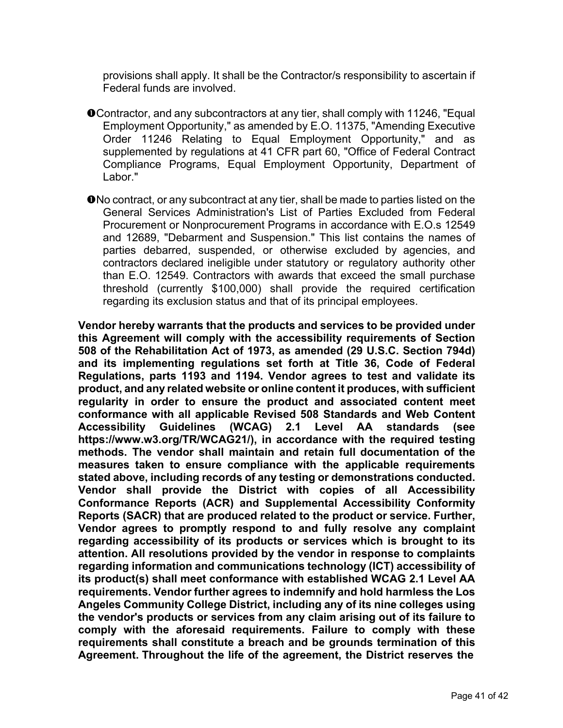provisions shall apply. It shall be the Contractor/s responsibility to ascertain if Federal funds are involved.

- ➊Contractor, and any subcontractors at any tier, shall comply with 11246, "Equal Employment Opportunity," as amended by E.O. 11375, "Amending Executive Order 11246 Relating to Equal Employment Opportunity," and as supplemented by regulations at 41 CFR part 60, "Office of Federal Contract Compliance Programs, Equal Employment Opportunity, Department of Labor."

- ➊No contract, or any subcontract at any tier, shall be made to parties listed on the General Services Administration's List of Parties Excluded from Federal Procurement or Nonprocurement Programs in accordance with E.O.s 12549 and 12689, "Debarment and Suspension." This list contains the names of parties debarred, suspended, or otherwise excluded by agencies, and contractors declared ineligible under statutory or regulatory authority other than E.O. 12549. Contractors with awards that exceed the small purchase threshold (currently $100,000) shall provide the required certification regarding its exclusion status and that of its principal employees.

**Vendor hereby warrants that the products and services to be provided under this Agreement will comply with the accessibility requirements of Section 508 of the Rehabilitation Act of 1973, as amended (29 U.S.C. Section 794d) and its implementing regulations set forth at Title 36, Code of Federal Regulations, parts 1193 and 1194. Vendor agrees to test and validate its product, and any related website or online content it produces, with sufficient regularity in order to ensure the product and associated content meet conformance with all applicable Revised 508 Standards and Web Content Accessibility Guidelines (WCAG) 2.1 Level AA standards (see https://www.w3.org/TR/WCAG21/), in accordance with the required testing methods. The vendor shall maintain and retain full documentation of the measures taken to ensure compliance with the applicable requirements stated above, including records of any testing or demonstrations conducted. Vendor shall provide the District with copies of all Accessibility Conformance Reports (ACR) and Supplemental Accessibility Conformity Reports (SACR) that are produced related to the product or service. Further, Vendor agrees to promptly respond to and fully resolve any complaint regarding accessibility of its products or services which is brought to its attention. All resolutions provided by the vendor in response to complaints regarding information and communications technology (ICT) accessibility of its product(s) shall meet conformance with established WCAG 2.1 Level AA requirements. Vendor further agrees to indemnify and hold harmless the Los Angeles Community College District, including any of its nine colleges using the vendor's products or services from any claim arising out of its failure to comply with the aforesaid requirements. Failure to comply with these requirements shall constitute a breach and be grounds termination of this Agreement. Throughout the life of the agreement, the District reserves the**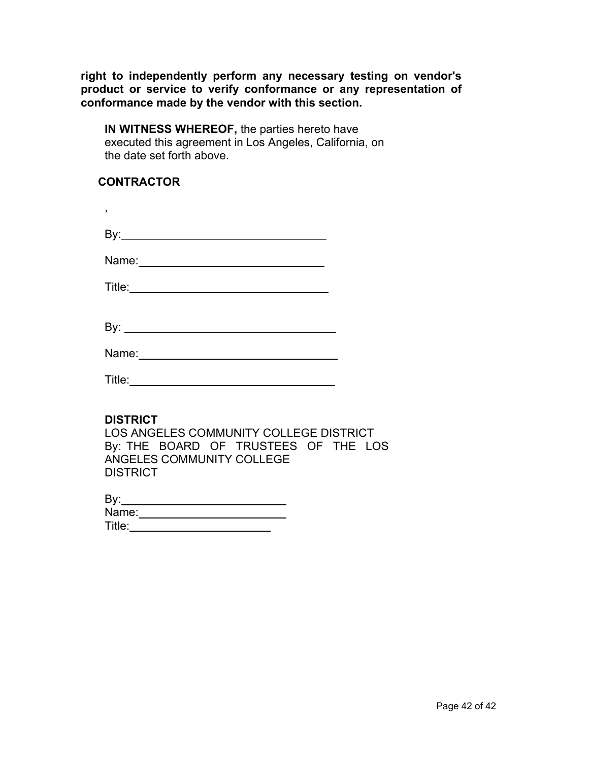**right to independently perform any necessary testing on vendor's product or service to verify conformance or any representation of conformance made by the vendor with this section.**

**IN WITNESS WHEREOF,** the parties hereto have executed this agreement in Los Angeles, California, on the date set forth above.

**CONTRACTOR**

,

By:\_\_\_\_\_\_\_\_\_\_\_\_\_\_\_\_\_\_\_\_\_\_\_\_\_\_\_\_\_\_\_\_

Name:\_\_\_\_\_\_\_\_\_\_\_\_\_\_\_\_\_\_\_\_\_\_\_\_\_\_\_\_\_\_

Title:\_\_\_\_\_\_\_\_\_\_\_\_\_\_\_\_\_\_\_\_\_\_\_\_\_\_\_\_\_\_\_

By: \_\_\_\_\_\_\_\_\_\_\_\_\_\_\_\_\_\_\_\_\_\_\_\_\_\_\_\_\_\_\_\_

Name:\_\_\_\_\_\_\_\_\_\_\_\_\_\_\_\_\_\_\_\_\_\_\_\_\_\_\_\_\_\_\_

Title:\_\_\_\_\_\_\_\_\_\_\_\_\_\_\_\_\_\_\_\_\_\_\_\_\_\_\_\_\_\_\_\_

**DISTRICT**
LOS ANGELES COMMUNITY COLLEGE DISTRICT
By: THE BOARD OF TRUSTEES OF THE LOS ANGELES COMMUNITY COLLEGE DISTRICT

By:\_\_\_\_\_\_\_\_\_\_\_\_\_\_\_\_\_\_\_\_\_\_\_\_\_\_
Name:\_\_\_\_\_\_\_\_\_\_\_\_\_\_\_\_\_\_\_\_\_\_\_
Title:\_\_\_\_\_\_\_\_\_\_\_\_\_\_\_\_\_\_\_\_\_\_